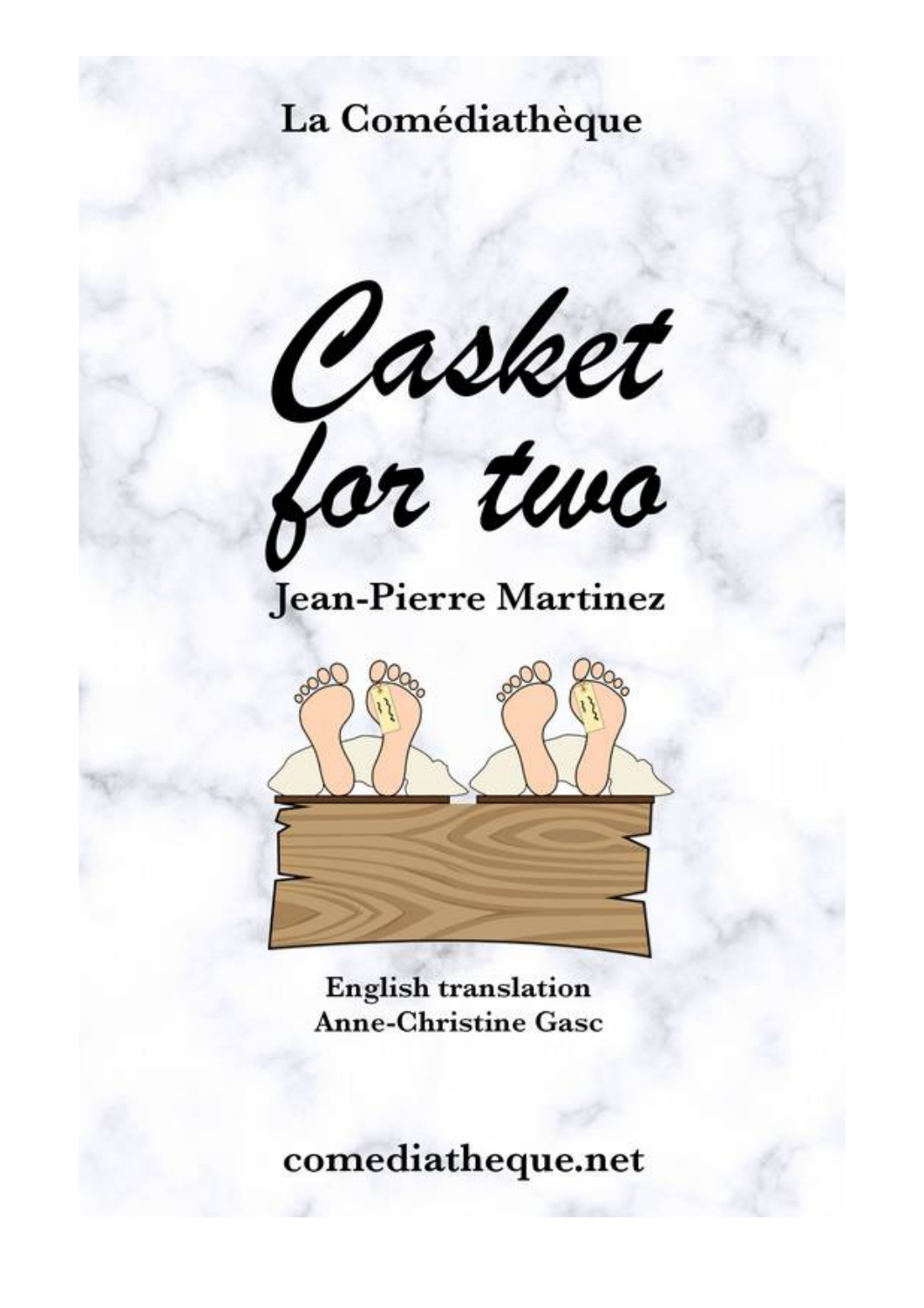La Comédiathèque

# Casket for two

## Jean-Pierre Martinez

English translation
Anne-Christine Gasc

comediatheque.net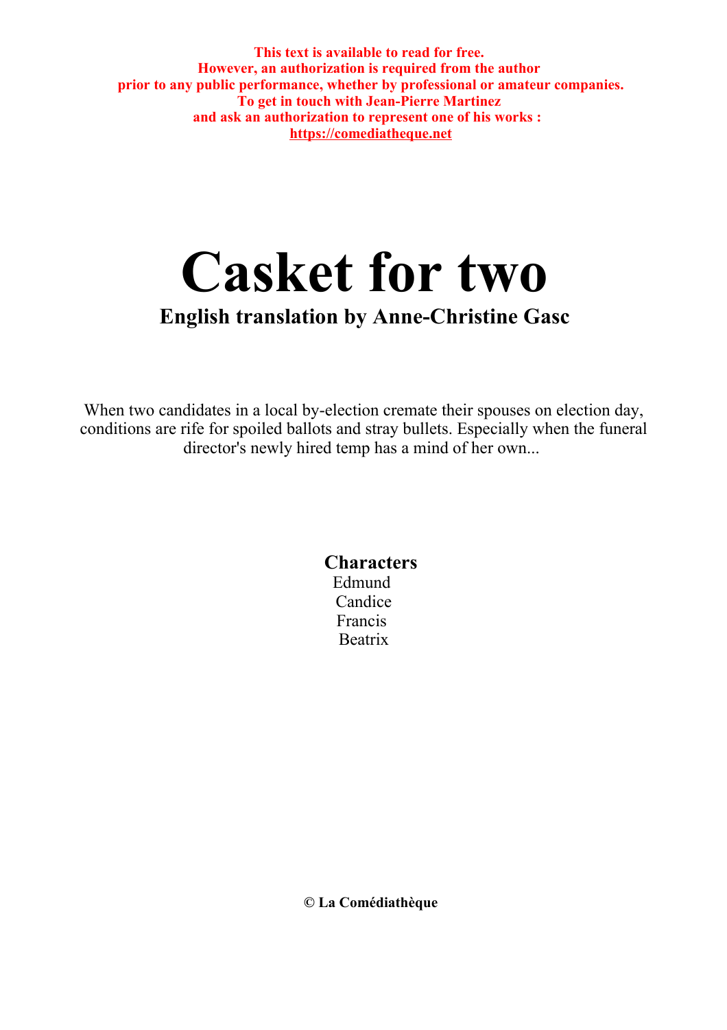**This text is available to read for free.**
**However, an authorization is required from the author**
**prior to any public performance, whether by professional or amateur companies.**
**To get in touch with Jean-Pierre Martinez**
**and ask an authorization to represent one of his works :**
**https://comediatheque.net**

# Casket for two

## English translation by Anne-Christine Gasc

When two candidates in a local by-election cremate their spouses on election day, conditions are rife for spoiled ballots and stray bullets. Especially when the funeral director's newly hired temp has a mind of her own...

### Characters

Edmund
Candice
Francis
Beatrix

**© La Comédiathèque**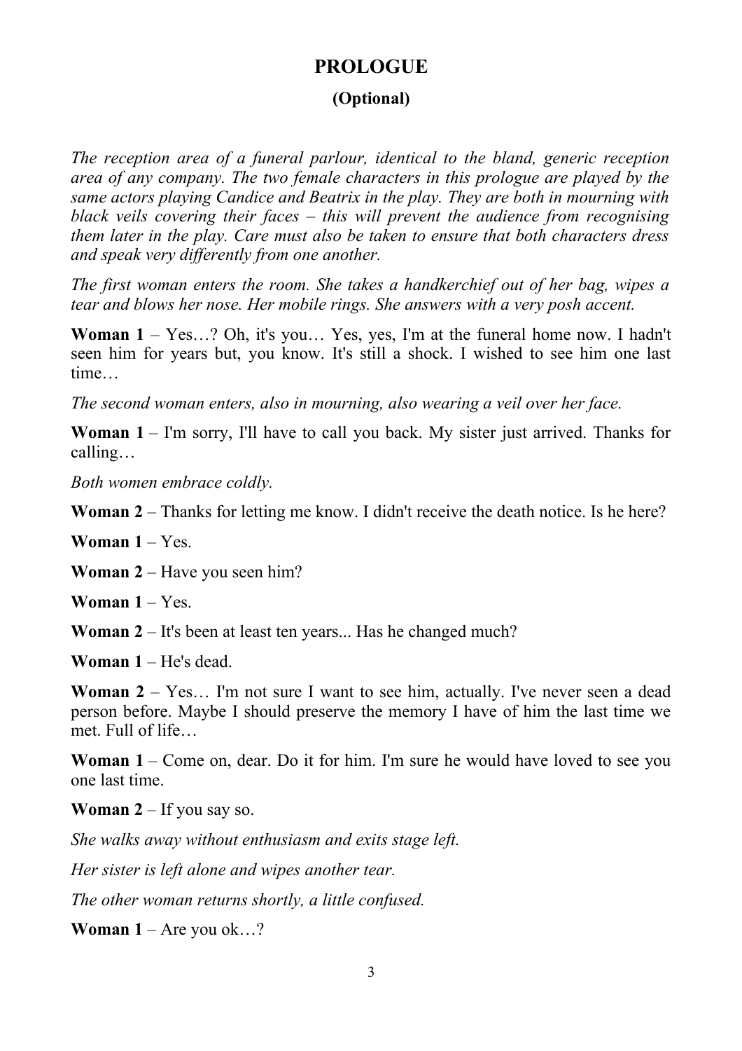# PROLOGUE

## (Optional)

*The reception area of a funeral parlour, identical to the bland, generic reception area of any company. The two female characters in this prologue are played by the same actors playing Candice and Beatrix in the play. They are both in mourning with black veils covering their faces – this will prevent the audience from recognising them later in the play. Care must also be taken to ensure that both characters dress and speak very differently from one another.*

*The first woman enters the room. She takes a handkerchief out of her bag, wipes a tear and blows her nose. Her mobile rings. She answers with a very posh accent.*

**Woman 1** – Yes…? Oh, it's you… Yes, yes, I'm at the funeral home now. I hadn't seen him for years but, you know. It's still a shock. I wished to see him one last time…

*The second woman enters, also in mourning, also wearing a veil over her face.*

**Woman 1** – I'm sorry, I'll have to call you back. My sister just arrived. Thanks for calling…

*Both women embrace coldly.*

**Woman 2** – Thanks for letting me know. I didn't receive the death notice. Is he here?

**Woman 1** – Yes.

**Woman 2** – Have you seen him?

**Woman 1** – Yes.

**Woman 2** – It's been at least ten years... Has he changed much?

**Woman 1** – He's dead.

**Woman 2** – Yes… I'm not sure I want to see him, actually. I've never seen a dead person before. Maybe I should preserve the memory I have of him the last time we met. Full of life…

**Woman 1** – Come on, dear. Do it for him. I'm sure he would have loved to see you one last time.

**Woman 2** – If you say so.

*She walks away without enthusiasm and exits stage left.*

*Her sister is left alone and wipes another tear.*

*The other woman returns shortly, a little confused.*

**Woman 1** – Are you ok…?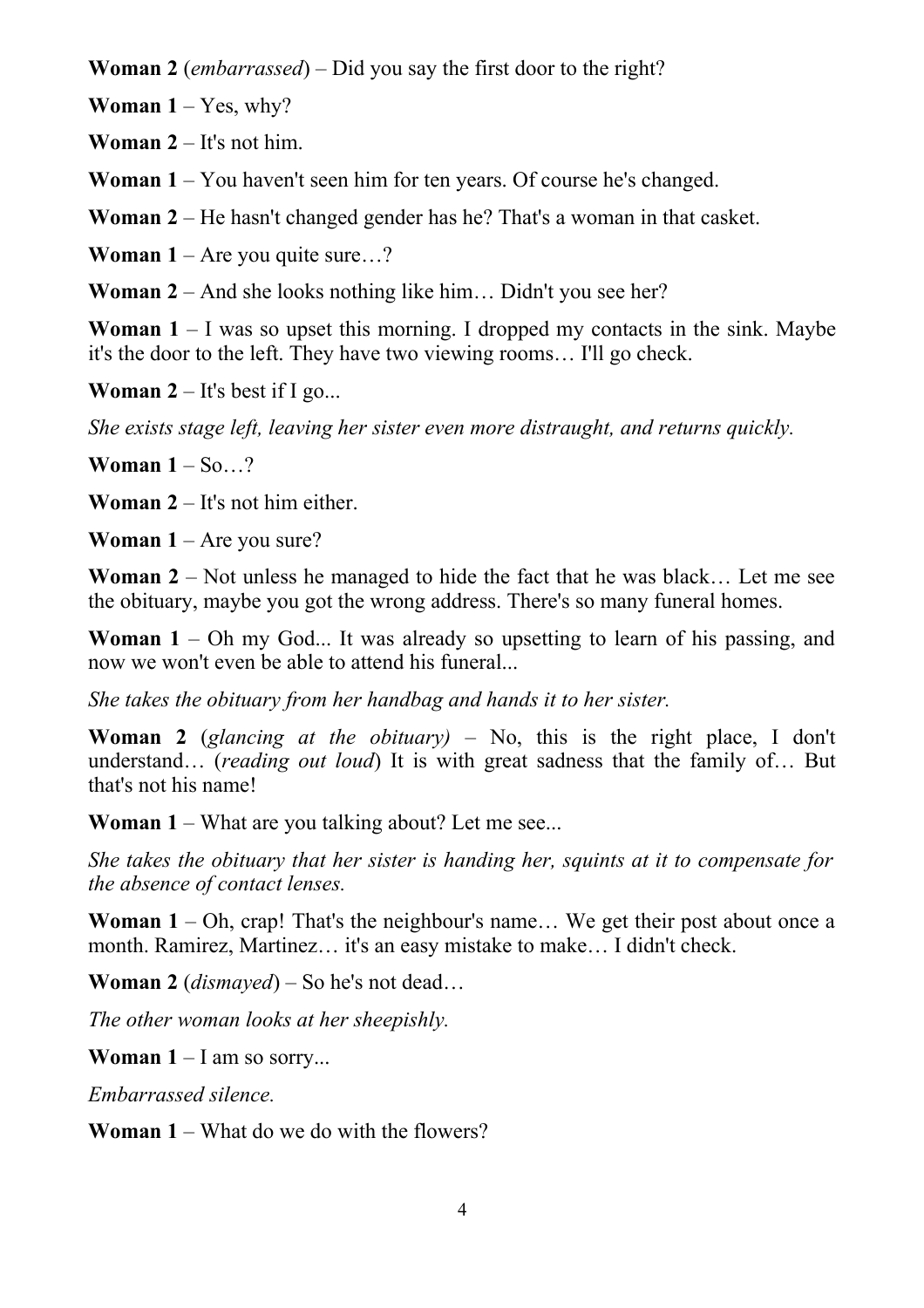**Woman 2** (*embarrassed*) – Did you say the first door to the right?

**Woman 1** – Yes, why?

**Woman 2** – It's not him.

**Woman 1** – You haven't seen him for ten years. Of course he's changed.

**Woman 2** – He hasn't changed gender has he? That's a woman in that casket.

**Woman 1** – Are you quite sure…?

**Woman 2** – And she looks nothing like him… Didn't you see her?

**Woman 1** – I was so upset this morning. I dropped my contacts in the sink. Maybe it's the door to the left. They have two viewing rooms… I'll go check.

**Woman 2** – It's best if I go...

*She exists stage left, leaving her sister even more distraught, and returns quickly.*

**Woman 1** – So…?

**Woman 2** – It's not him either.

**Woman 1** – Are you sure?

**Woman 2** – Not unless he managed to hide the fact that he was black… Let me see the obituary, maybe you got the wrong address. There's so many funeral homes.

**Woman 1** – Oh my God... It was already so upsetting to learn of his passing, and now we won't even be able to attend his funeral...

*She takes the obituary from her handbag and hands it to her sister.*

**Woman 2** (*glancing at the obituary)* – No, this is the right place, I don't understand… (*reading out loud*) It is with great sadness that the family of… But that's not his name!

**Woman 1** – What are you talking about? Let me see...

*She takes the obituary that her sister is handing her, squints at it to compensate for the absence of contact lenses.*

**Woman 1** – Oh, crap! That's the neighbour's name… We get their post about once a month. Ramirez, Martinez… it's an easy mistake to make… I didn't check.

**Woman 2** (*dismayed*) – So he's not dead…

*The other woman looks at her sheepishly.*

**Woman 1** – I am so sorry...

*Embarrassed silence.*

**Woman 1** – What do we do with the flowers?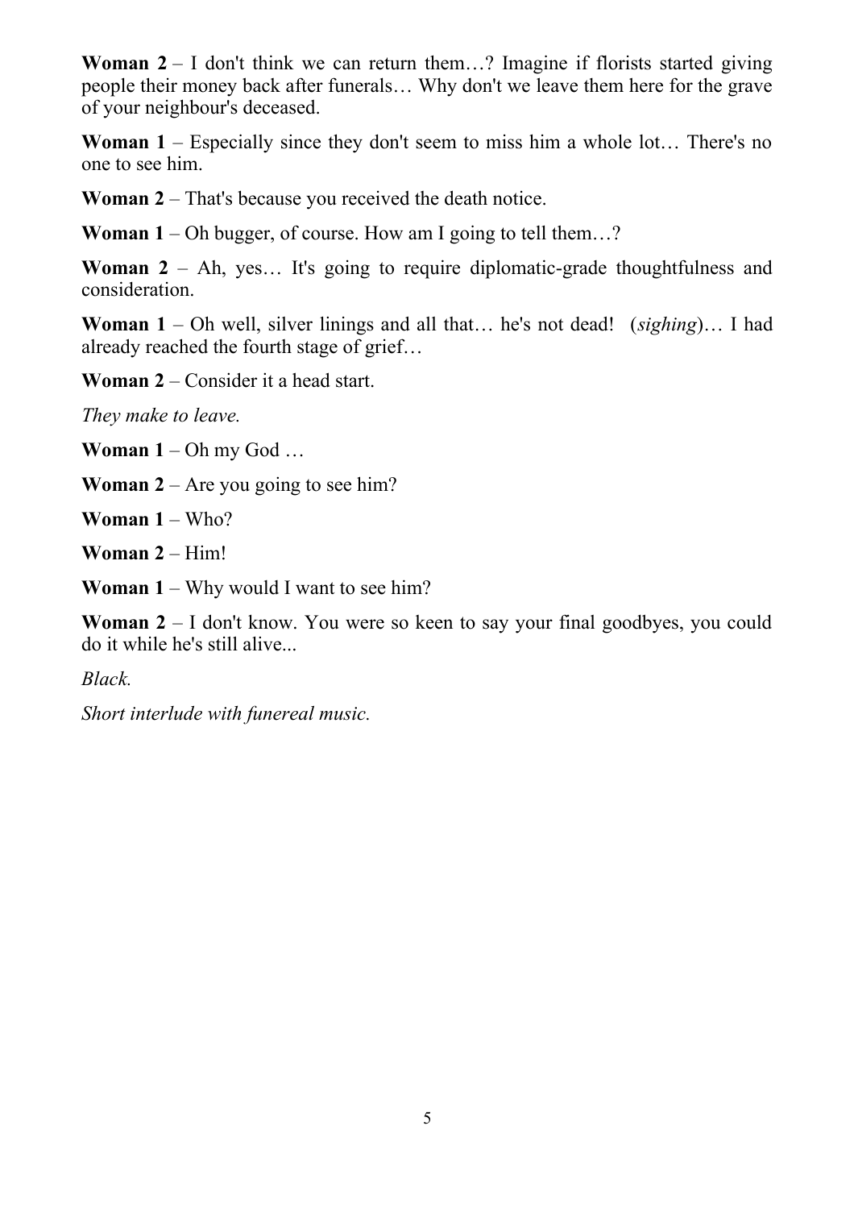**Woman 2** – I don't think we can return them…? Imagine if florists started giving people their money back after funerals… Why don't we leave them here for the grave of your neighbour's deceased.

**Woman 1** – Especially since they don't seem to miss him a whole lot… There's no one to see him.

**Woman 2** – That's because you received the death notice.

**Woman 1** – Oh bugger, of course. How am I going to tell them…?

**Woman 2** – Ah, yes… It's going to require diplomatic-grade thoughtfulness and consideration.

**Woman 1** – Oh well, silver linings and all that… he's not dead! (*sighing*)… I had already reached the fourth stage of grief…

**Woman 2** – Consider it a head start.

*They make to leave.*

**Woman 1** – Oh my God …

**Woman 2** – Are you going to see him?

**Woman 1** – Who?

**Woman 2** – Him!

**Woman 1** – Why would I want to see him?

**Woman 2** – I don't know. You were so keen to say your final goodbyes, you could do it while he's still alive...

*Black.*

*Short interlude with funereal music.*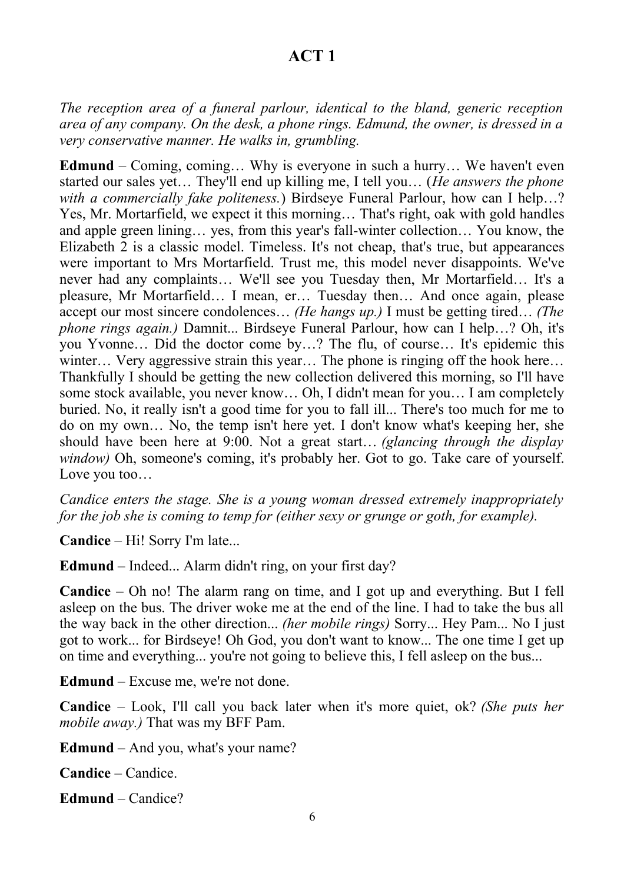# ACT 1

*The reception area of a funeral parlour, identical to the bland, generic reception area of any company. On the desk, a phone rings. Edmund, the owner, is dressed in a very conservative manner. He walks in, grumbling.*

**Edmund** – Coming, coming… Why is everyone in such a hurry… We haven't even started our sales yet… They'll end up killing me, I tell you… (*He answers the phone with a commercially fake politeness.*) Birdseye Funeral Parlour, how can I help…? Yes, Mr. Mortarfield, we expect it this morning… That's right, oak with gold handles and apple green lining… yes, from this year's fall-winter collection… You know, the Elizabeth 2 is a classic model. Timeless. It's not cheap, that's true, but appearances were important to Mrs Mortarfield. Trust me, this model never disappoints. We've never had any complaints… We'll see you Tuesday then, Mr Mortarfield… It's a pleasure, Mr Mortarfield… I mean, er… Tuesday then… And once again, please accept our most sincere condolences… *(He hangs up.)* I must be getting tired… *(The phone rings again.)* Damnit... Birdseye Funeral Parlour, how can I help…? Oh, it's you Yvonne… Did the doctor come by…? The flu, of course… It's epidemic this winter… Very aggressive strain this year… The phone is ringing off the hook here… Thankfully I should be getting the new collection delivered this morning, so I'll have some stock available, you never know… Oh, I didn't mean for you… I am completely buried. No, it really isn't a good time for you to fall ill... There's too much for me to do on my own… No, the temp isn't here yet. I don't know what's keeping her, she should have been here at 9:00. Not a great start… *(glancing through the display window)* Oh, someone's coming, it's probably her. Got to go. Take care of yourself. Love you too…

*Candice enters the stage. She is a young woman dressed extremely inappropriately for the job she is coming to temp for (either sexy or grunge or goth, for example).*

**Candice** – Hi! Sorry I'm late...

**Edmund** – Indeed... Alarm didn't ring, on your first day?

**Candice** – Oh no! The alarm rang on time, and I got up and everything. But I fell asleep on the bus. The driver woke me at the end of the line. I had to take the bus all the way back in the other direction... *(her mobile rings)* Sorry... Hey Pam... No I just got to work... for Birdseye! Oh God, you don't want to know... The one time I get up on time and everything... you're not going to believe this, I fell asleep on the bus...

**Edmund** – Excuse me, we're not done.

**Candice** – Look, I'll call you back later when it's more quiet, ok? *(She puts her mobile away.)* That was my BFF Pam.

**Edmund** – And you, what's your name?

**Candice** – Candice.

**Edmund** – Candice?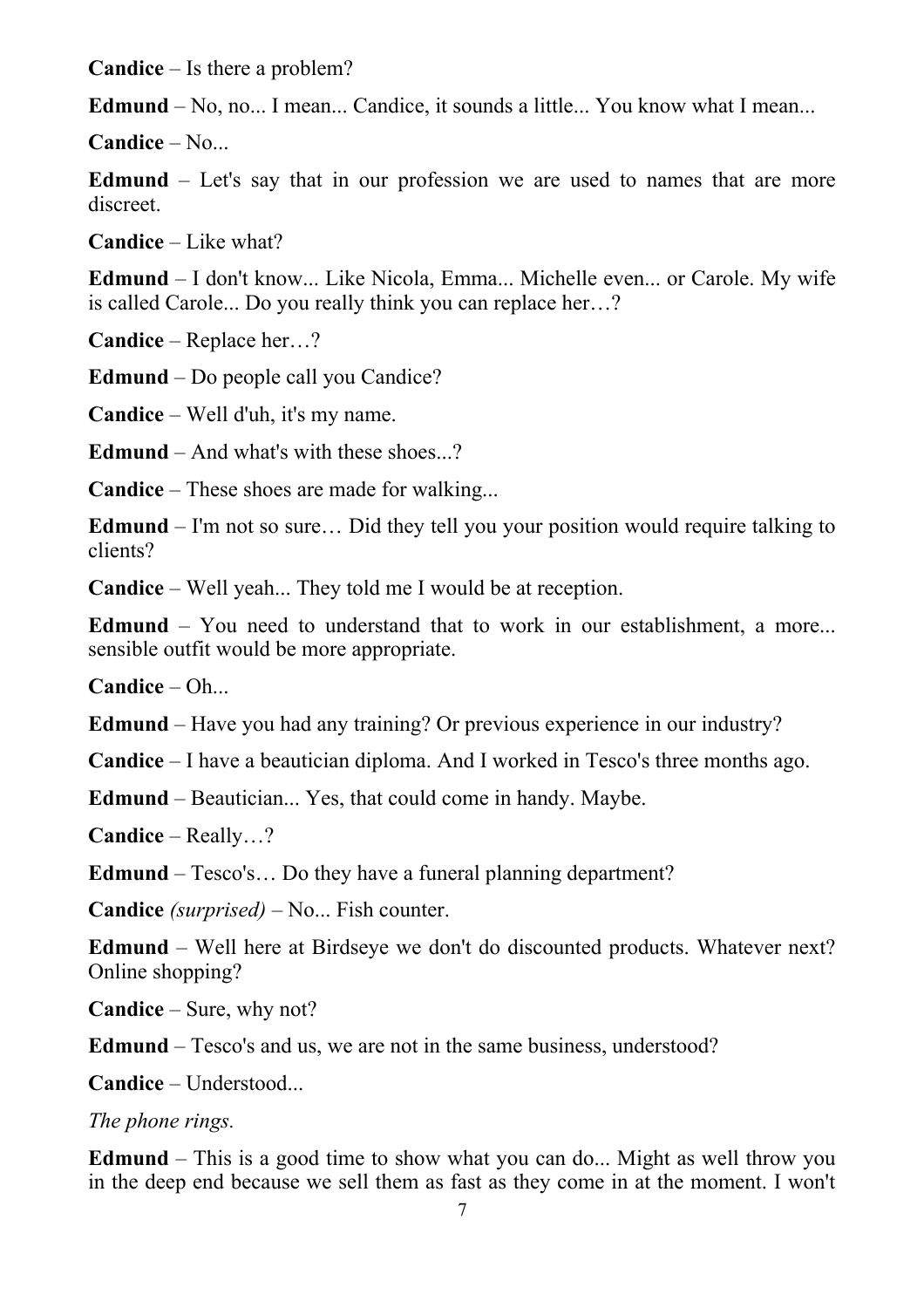**Candice** – Is there a problem?

**Edmund** – No, no... I mean... Candice, it sounds a little... You know what I mean...

**Candice** – No...

**Edmund** – Let's say that in our profession we are used to names that are more discreet.

**Candice** – Like what?

**Edmund** – I don't know... Like Nicola, Emma... Michelle even... or Carole. My wife is called Carole... Do you really think you can replace her…?

**Candice** – Replace her…?

**Edmund** – Do people call you Candice?

**Candice** – Well d'uh, it's my name.

**Edmund** – And what's with these shoes...?

**Candice** – These shoes are made for walking...

**Edmund** – I'm not so sure… Did they tell you your position would require talking to clients?

**Candice** – Well yeah... They told me I would be at reception.

**Edmund** – You need to understand that to work in our establishment, a more... sensible outfit would be more appropriate.

**Candice** – Oh...

**Edmund** – Have you had any training? Or previous experience in our industry?

**Candice** – I have a beautician diploma. And I worked in Tesco's three months ago.

**Edmund** – Beautician... Yes, that could come in handy. Maybe.

**Candice** – Really…?

**Edmund** – Tesco's… Do they have a funeral planning department?

**Candice** *(surprised)* – No... Fish counter.

**Edmund** – Well here at Birdseye we don't do discounted products. Whatever next? Online shopping?

**Candice** – Sure, why not?

**Edmund** – Tesco's and us, we are not in the same business, understood?

**Candice** – Understood...

*The phone rings.*

**Edmund** – This is a good time to show what you can do... Might as well throw you in the deep end because we sell them as fast as they come in at the moment. I won't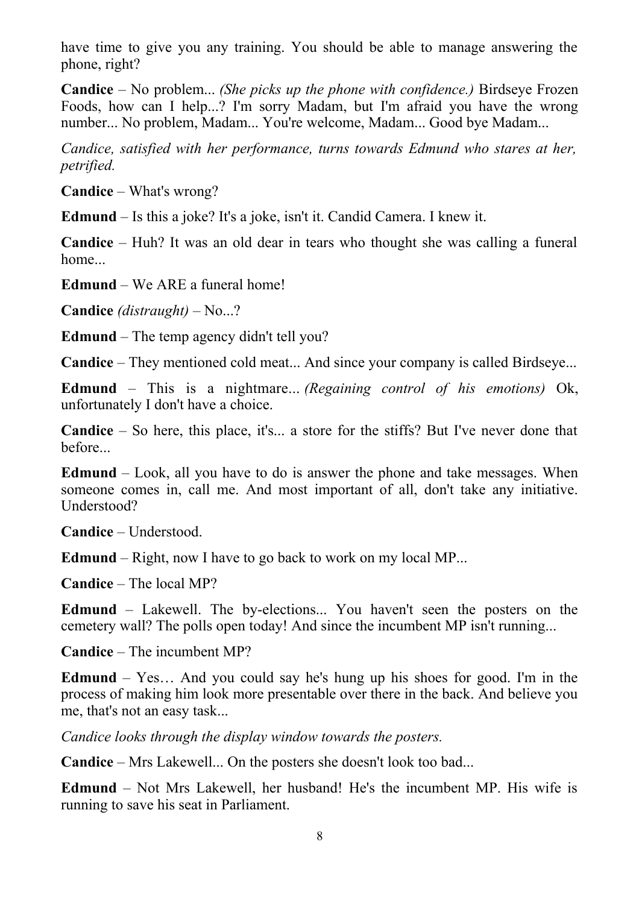have time to give you any training. You should be able to manage answering the phone, right?

**Candice** – No problem... *(She picks up the phone with confidence.)* Birdseye Frozen Foods, how can I help...? I'm sorry Madam, but I'm afraid you have the wrong number... No problem, Madam... You're welcome, Madam... Good bye Madam...

*Candice, satisfied with her performance, turns towards Edmund who stares at her, petrified.*

**Candice** – What's wrong?

**Edmund** – Is this a joke? It's a joke, isn't it. Candid Camera. I knew it.

**Candice** – Huh? It was an old dear in tears who thought she was calling a funeral home...

**Edmund** – We ARE a funeral home!

**Candice** *(distraught)* – No...?

**Edmund** – The temp agency didn't tell you?

**Candice** – They mentioned cold meat... And since your company is called Birdseye...

**Edmund** – This is a nightmare... *(Regaining control of his emotions)* Ok, unfortunately I don't have a choice.

**Candice** – So here, this place, it's... a store for the stiffs? But I've never done that before...

**Edmund** – Look, all you have to do is answer the phone and take messages. When someone comes in, call me. And most important of all, don't take any initiative. Understood?

**Candice** – Understood.

**Edmund** – Right, now I have to go back to work on my local MP...

**Candice** – The local MP?

**Edmund** – Lakewell. The by-elections... You haven't seen the posters on the cemetery wall? The polls open today! And since the incumbent MP isn't running...

**Candice** – The incumbent MP?

**Edmund** – Yes… And you could say he's hung up his shoes for good. I'm in the process of making him look more presentable over there in the back. And believe you me, that's not an easy task...

*Candice looks through the display window towards the posters.*

**Candice** – Mrs Lakewell... On the posters she doesn't look too bad...

**Edmund** – Not Mrs Lakewell, her husband! He's the incumbent MP. His wife is running to save his seat in Parliament.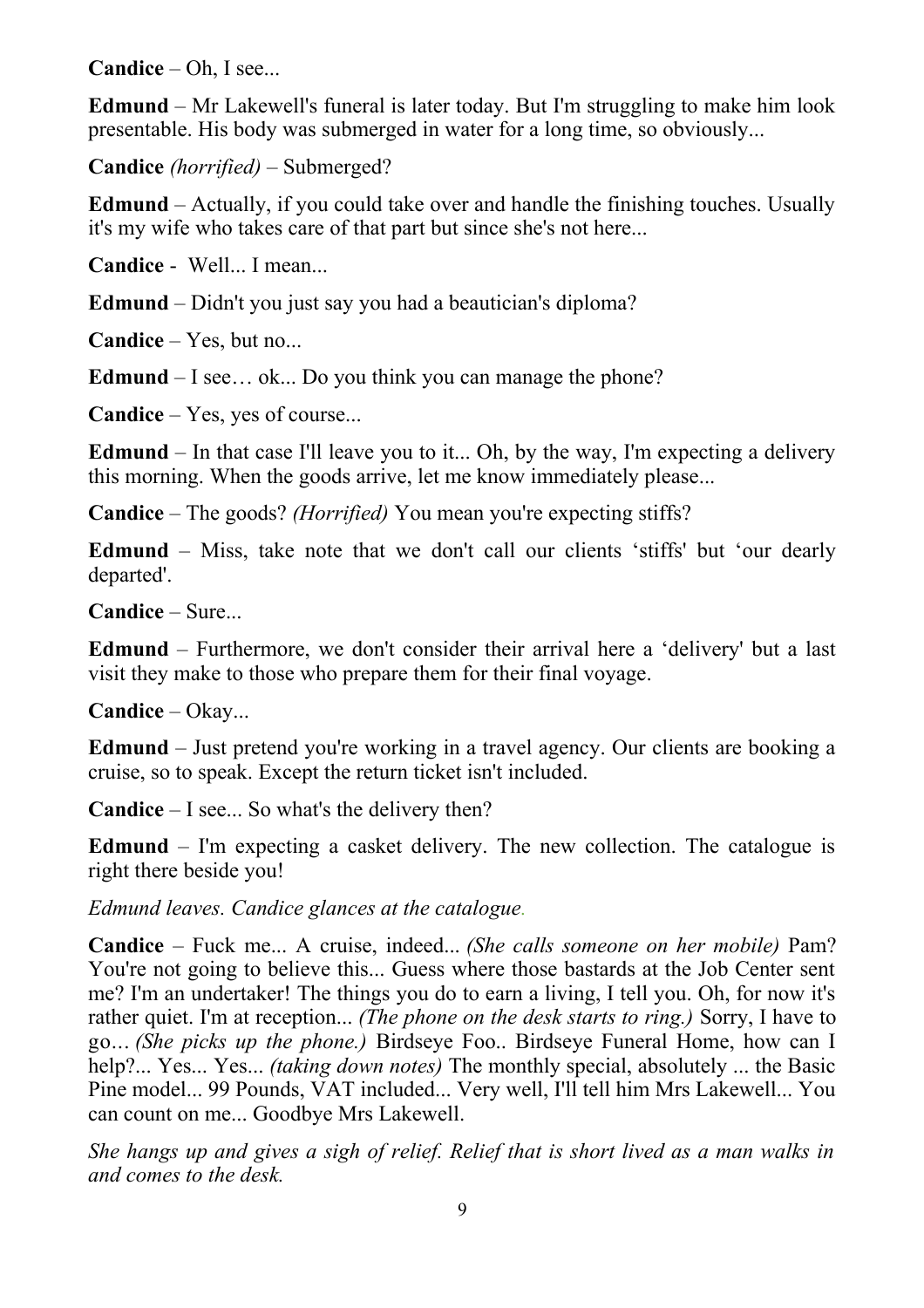**Candice** – Oh, I see...

**Edmund** – Mr Lakewell's funeral is later today. But I'm struggling to make him look presentable. His body was submerged in water for a long time, so obviously...

**Candice** *(horrified)* – Submerged?

**Edmund** – Actually, if you could take over and handle the finishing touches. Usually it's my wife who takes care of that part but since she's not here...

**Candice** - Well... I mean...

**Edmund** – Didn't you just say you had a beautician's diploma?

**Candice** – Yes, but no...

**Edmund** – I see… ok... Do you think you can manage the phone?

**Candice** – Yes, yes of course...

**Edmund** – In that case I'll leave you to it... Oh, by the way, I'm expecting a delivery this morning. When the goods arrive, let me know immediately please...

**Candice** – The goods? *(Horrified)* You mean you're expecting stiffs?

**Edmund** – Miss, take note that we don't call our clients 'stiffs' but 'our dearly departed'.

**Candice** – Sure...

**Edmund** – Furthermore, we don't consider their arrival here a 'delivery' but a last visit they make to those who prepare them for their final voyage.

**Candice** – Okay...

**Edmund** – Just pretend you're working in a travel agency. Our clients are booking a cruise, so to speak. Except the return ticket isn't included.

**Candice** – I see... So what's the delivery then?

**Edmund** – I'm expecting a casket delivery. The new collection. The catalogue is right there beside you!

*Edmund leaves. Candice glances at the catalogue.*

**Candice** – Fuck me... A cruise, indeed... *(She calls someone on her mobile)* Pam? You're not going to believe this... Guess where those bastards at the Job Center sent me? I'm an undertaker! The things you do to earn a living, I tell you. Oh, for now it's rather quiet. I'm at reception... *(The phone on the desk starts to ring.)* Sorry, I have to go… *(She picks up the phone.)* Birdseye Foo.. Birdseye Funeral Home, how can I help?... Yes... Yes... *(taking down notes)* The monthly special, absolutely ... the Basic Pine model... 99 Pounds, VAT included... Very well, I'll tell him Mrs Lakewell... You can count on me... Goodbye Mrs Lakewell.

*She hangs up and gives a sigh of relief. Relief that is short lived as a man walks in and comes to the desk.*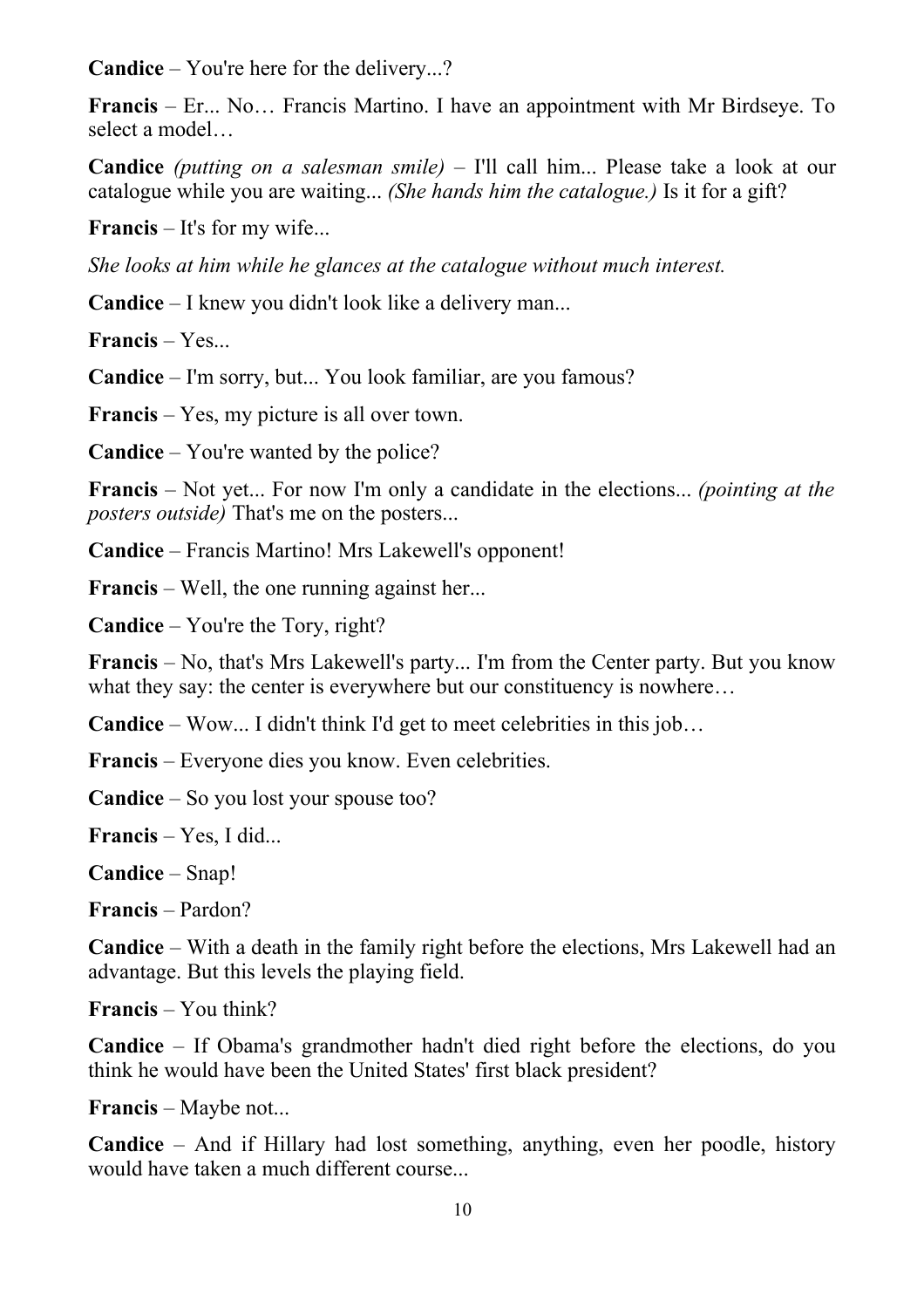**Candice** – You're here for the delivery...?

**Francis** – Er... No… Francis Martino. I have an appointment with Mr Birdseye. To select a model…

**Candice** *(putting on a salesman smile)* – I'll call him... Please take a look at our catalogue while you are waiting... *(She hands him the catalogue.)* Is it for a gift?

**Francis** – It's for my wife...

*She looks at him while he glances at the catalogue without much interest.*

**Candice** – I knew you didn't look like a delivery man...

**Francis** – Yes...

**Candice** – I'm sorry, but... You look familiar, are you famous?

**Francis** – Yes, my picture is all over town.

**Candice** – You're wanted by the police?

**Francis** – Not yet... For now I'm only a candidate in the elections... *(pointing at the posters outside)* That's me on the posters...

**Candice** – Francis Martino! Mrs Lakewell's opponent!

**Francis** – Well, the one running against her...

**Candice** – You're the Tory, right?

**Francis** – No, that's Mrs Lakewell's party... I'm from the Center party. But you know what they say: the center is everywhere but our constituency is nowhere…

**Candice** – Wow... I didn't think I'd get to meet celebrities in this job…

**Francis** – Everyone dies you know. Even celebrities.

**Candice** – So you lost your spouse too?

**Francis** – Yes, I did...

**Candice** – Snap!

**Francis** – Pardon?

**Candice** – With a death in the family right before the elections, Mrs Lakewell had an advantage. But this levels the playing field.

**Francis** – You think?

**Candice** – If Obama's grandmother hadn't died right before the elections, do you think he would have been the United States' first black president?

**Francis** – Maybe not...

**Candice** – And if Hillary had lost something, anything, even her poodle, history would have taken a much different course...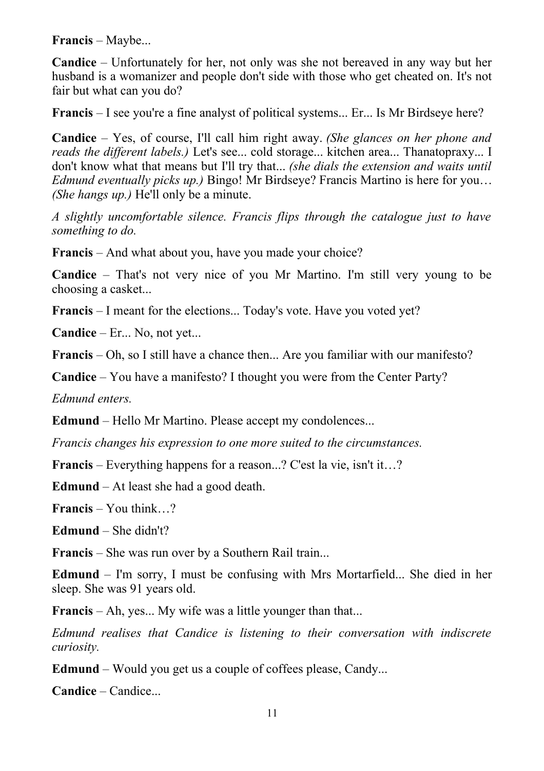**Francis** – Maybe...

**Candice** – Unfortunately for her, not only was she not bereaved in any way but her husband is a womanizer and people don't side with those who get cheated on. It's not fair but what can you do?

**Francis** – I see you're a fine analyst of political systems... Er... Is Mr Birdseye here?

**Candice** – Yes, of course, I'll call him right away. *(She glances on her phone and reads the different labels.)* Let's see... cold storage... kitchen area... Thanatopraxy... I don't know what that means but I'll try that... *(she dials the extension and waits until Edmund eventually picks up.)* Bingo! Mr Birdseye? Francis Martino is here for you… *(She hangs up.)* He'll only be a minute.

*A slightly uncomfortable silence. Francis flips through the catalogue just to have something to do.*

**Francis** – And what about you, have you made your choice?

**Candice** – That's not very nice of you Mr Martino. I'm still very young to be choosing a casket...

**Francis** – I meant for the elections... Today's vote. Have you voted yet?

**Candice** – Er... No, not yet...

**Francis** – Oh, so I still have a chance then... Are you familiar with our manifesto?

**Candice** – You have a manifesto? I thought you were from the Center Party?

*Edmund enters.*

**Edmund** – Hello Mr Martino. Please accept my condolences...

*Francis changes his expression to one more suited to the circumstances.*

**Francis** – Everything happens for a reason...? C'est la vie, isn't it…?

**Edmund** – At least she had a good death.

**Francis** – You think…?

**Edmund** – She didn't?

**Francis** – She was run over by a Southern Rail train...

**Edmund** – I'm sorry, I must be confusing with Mrs Mortarfield... She died in her sleep. She was 91 years old.

**Francis** – Ah, yes... My wife was a little younger than that...

*Edmund realises that Candice is listening to their conversation with indiscrete curiosity.*

**Edmund** – Would you get us a couple of coffees please, Candy...

**Candice** – Candice...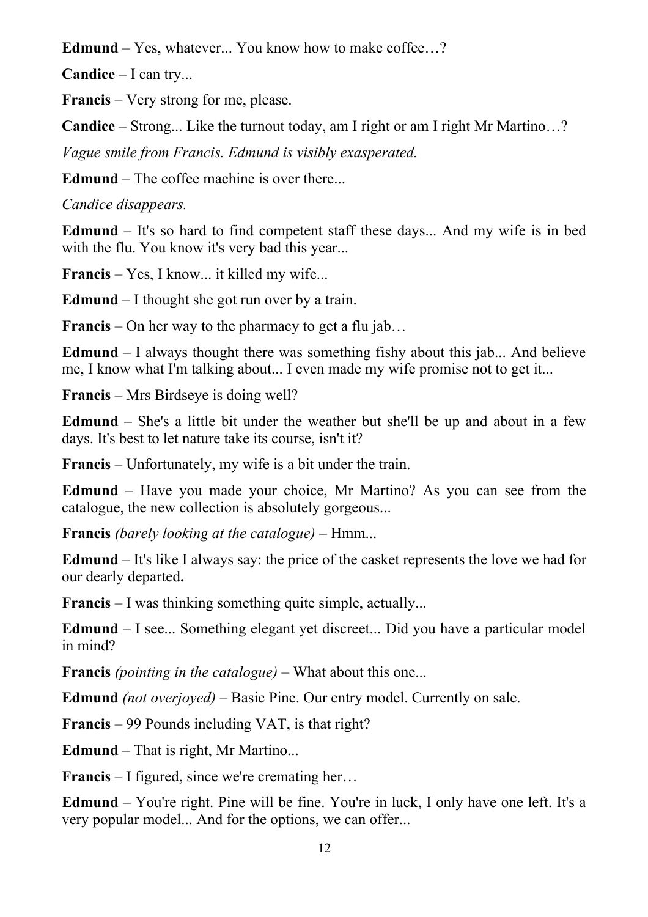**Edmund** – Yes, whatever... You know how to make coffee…?

**Candice** – I can try...

**Francis** – Very strong for me, please.

**Candice** – Strong... Like the turnout today, am I right or am I right Mr Martino…?

*Vague smile from Francis. Edmund is visibly exasperated.*

**Edmund** – The coffee machine is over there...

*Candice disappears.*

**Edmund** – It's so hard to find competent staff these days... And my wife is in bed with the flu. You know it's very bad this year...

**Francis** – Yes, I know... it killed my wife...

**Edmund** – I thought she got run over by a train.

**Francis** – On her way to the pharmacy to get a flu jab…

**Edmund** – I always thought there was something fishy about this jab... And believe me, I know what I'm talking about... I even made my wife promise not to get it...

**Francis** – Mrs Birdseye is doing well?

**Edmund** – She's a little bit under the weather but she'll be up and about in a few days. It's best to let nature take its course, isn't it?

**Francis** – Unfortunately, my wife is a bit under the train.

**Edmund** – Have you made your choice, Mr Martino? As you can see from the catalogue, the new collection is absolutely gorgeous...

**Francis** *(barely looking at the catalogue)* – Hmm...

**Edmund** – It's like I always say: the price of the casket represents the love we had for our dearly departed**.**

**Francis** – I was thinking something quite simple, actually...

**Edmund** – I see... Something elegant yet discreet... Did you have a particular model in mind?

**Francis** *(pointing in the catalogue)* – What about this one...

**Edmund** *(not overjoyed)* – Basic Pine. Our entry model. Currently on sale.

**Francis** – 99 Pounds including VAT, is that right?

**Edmund** – That is right, Mr Martino...

**Francis** – I figured, since we're cremating her…

**Edmund** – You're right. Pine will be fine. You're in luck, I only have one left. It's a very popular model... And for the options, we can offer...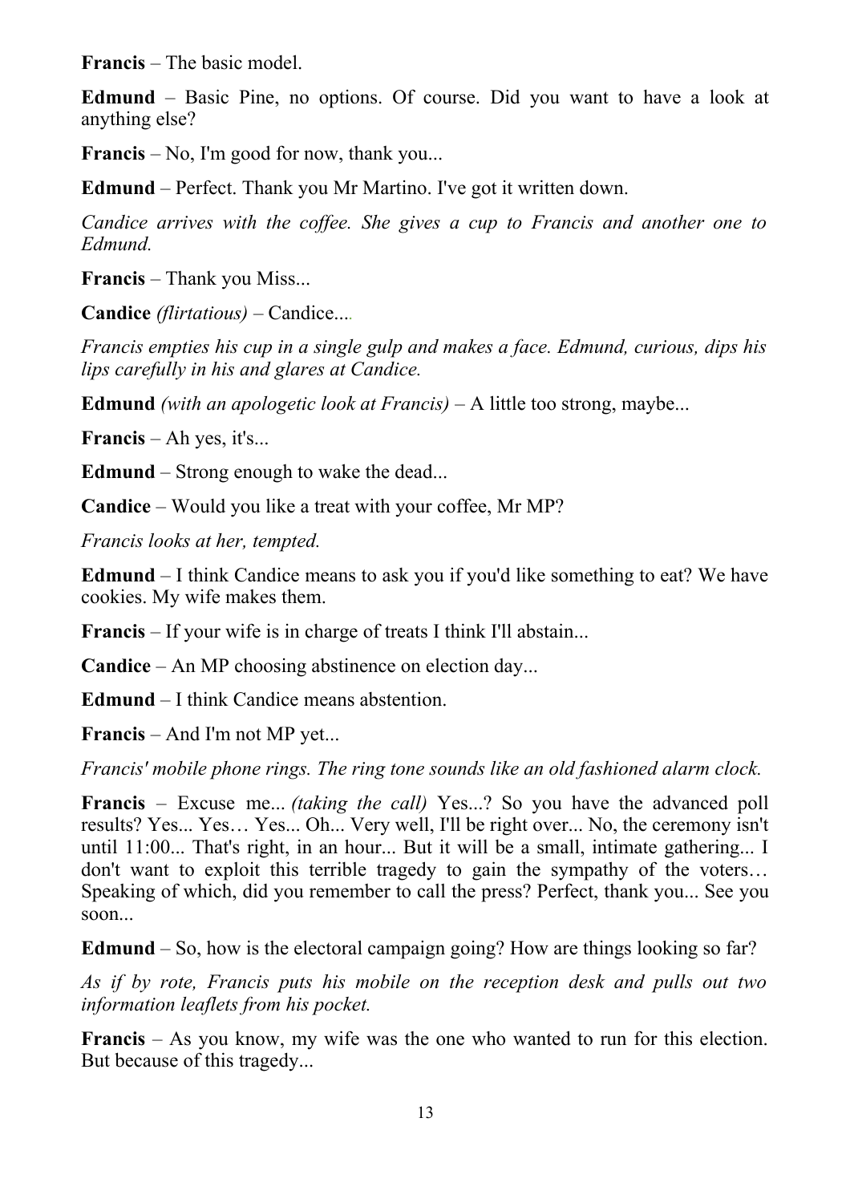**Francis** – The basic model.

**Edmund** – Basic Pine, no options. Of course. Did you want to have a look at anything else?

**Francis** – No, I'm good for now, thank you...

**Edmund** – Perfect. Thank you Mr Martino. I've got it written down.

*Candice arrives with the coffee. She gives a cup to Francis and another one to Edmund.*

**Francis** – Thank you Miss...

**Candice** *(flirtatious)* – Candice....

*Francis empties his cup in a single gulp and makes a face. Edmund, curious, dips his lips carefully in his and glares at Candice.*

**Edmund** *(with an apologetic look at Francis)* – A little too strong, maybe...

**Francis** – Ah yes, it's...

**Edmund** – Strong enough to wake the dead...

**Candice** – Would you like a treat with your coffee, Mr MP?

*Francis looks at her, tempted.*

**Edmund** – I think Candice means to ask you if you'd like something to eat? We have cookies. My wife makes them.

**Francis** – If your wife is in charge of treats I think I'll abstain...

**Candice** – An MP choosing abstinence on election day...

**Edmund** – I think Candice means abstention.

**Francis** – And I'm not MP yet...

*Francis' mobile phone rings. The ring tone sounds like an old fashioned alarm clock.*

**Francis** – Excuse me... *(taking the call)* Yes...? So you have the advanced poll results? Yes... Yes… Yes... Oh... Very well, I'll be right over... No, the ceremony isn't until 11:00... That's right, in an hour... But it will be a small, intimate gathering... I don't want to exploit this terrible tragedy to gain the sympathy of the voters… Speaking of which, did you remember to call the press? Perfect, thank you... See you soon...

**Edmund** – So, how is the electoral campaign going? How are things looking so far?

*As if by rote, Francis puts his mobile on the reception desk and pulls out two information leaflets from his pocket.*

**Francis** – As you know, my wife was the one who wanted to run for this election. But because of this tragedy...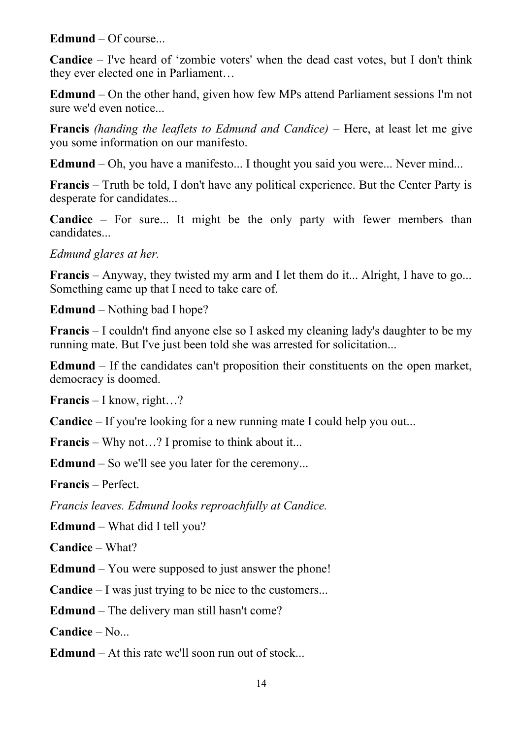**Edmund** – Of course...

**Candice** – I've heard of 'zombie voters' when the dead cast votes, but I don't think they ever elected one in Parliament…

**Edmund** – On the other hand, given how few MPs attend Parliament sessions I'm not sure we'd even notice...

**Francis** *(handing the leaflets to Edmund and Candice)* – Here, at least let me give you some information on our manifesto.

**Edmund** – Oh, you have a manifesto... I thought you said you were... Never mind...

**Francis** – Truth be told, I don't have any political experience. But the Center Party is desperate for candidates...

**Candice** – For sure... It might be the only party with fewer members than candidates...

*Edmund glares at her.*

**Francis** – Anyway, they twisted my arm and I let them do it... Alright, I have to go... Something came up that I need to take care of.

**Edmund** – Nothing bad I hope?

**Francis** – I couldn't find anyone else so I asked my cleaning lady's daughter to be my running mate. But I've just been told she was arrested for solicitation...

**Edmund** – If the candidates can't proposition their constituents on the open market, democracy is doomed.

**Francis** – I know, right…?

**Candice** – If you're looking for a new running mate I could help you out...

**Francis** – Why not…? I promise to think about it...

**Edmund** – So we'll see you later for the ceremony...

**Francis** – Perfect.

*Francis leaves. Edmund looks reproachfully at Candice.*

**Edmund** – What did I tell you?

**Candice** – What?

**Edmund** – You were supposed to just answer the phone!

**Candice** – I was just trying to be nice to the customers...

**Edmund** – The delivery man still hasn't come?

**Candice** – No...

**Edmund** – At this rate we'll soon run out of stock...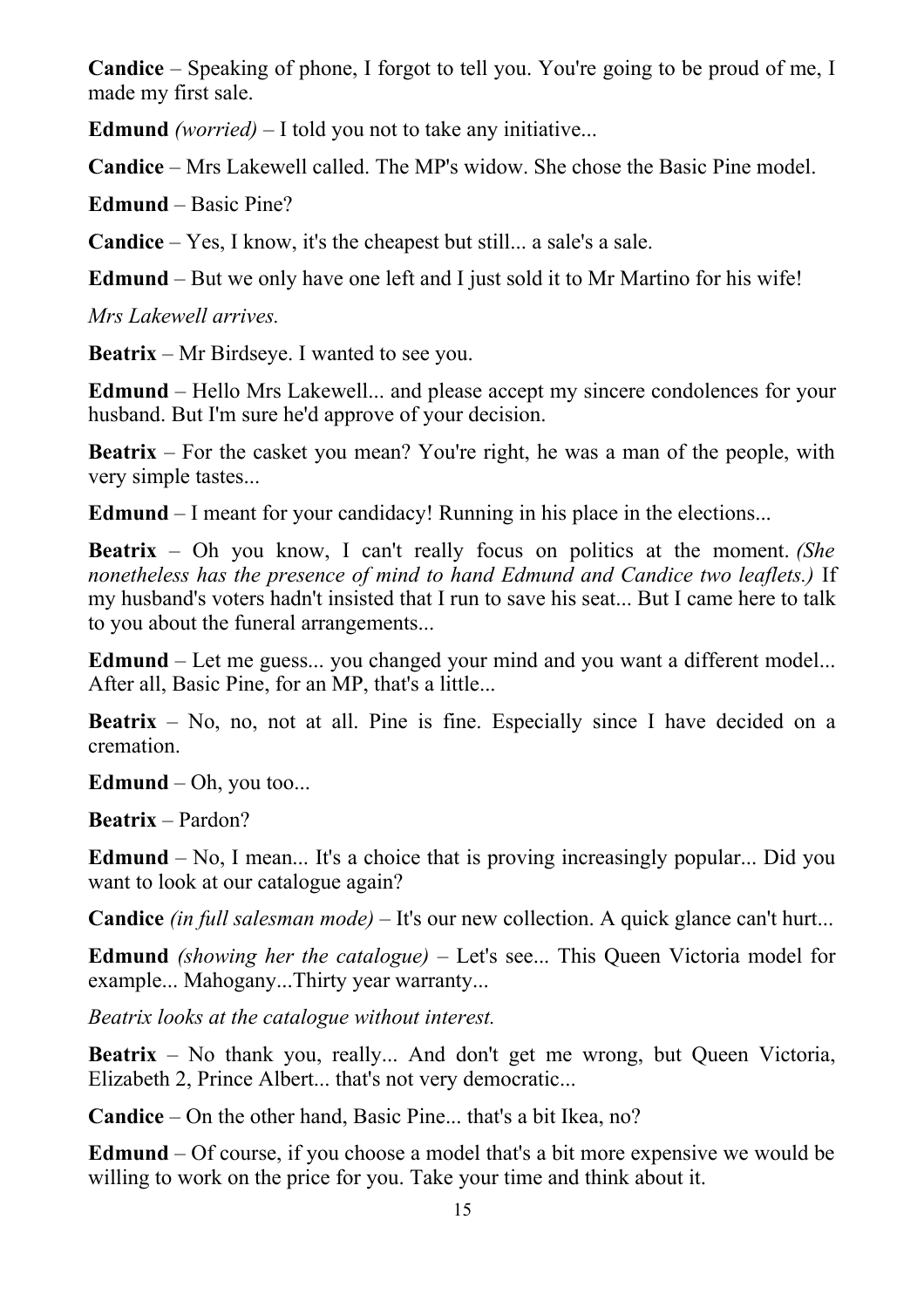**Candice** – Speaking of phone, I forgot to tell you. You're going to be proud of me, I made my first sale.

**Edmund** *(worried)* – I told you not to take any initiative...

**Candice** – Mrs Lakewell called. The MP's widow. She chose the Basic Pine model.

**Edmund** – Basic Pine?

**Candice** – Yes, I know, it's the cheapest but still... a sale's a sale.

**Edmund** – But we only have one left and I just sold it to Mr Martino for his wife!

*Mrs Lakewell arrives.*

**Beatrix** – Mr Birdseye. I wanted to see you.

**Edmund** – Hello Mrs Lakewell... and please accept my sincere condolences for your husband. But I'm sure he'd approve of your decision.

**Beatrix** – For the casket you mean? You're right, he was a man of the people, with very simple tastes...

**Edmund** – I meant for your candidacy! Running in his place in the elections...

**Beatrix** – Oh you know, I can't really focus on politics at the moment. *(She nonetheless has the presence of mind to hand Edmund and Candice two leaflets.)* If my husband's voters hadn't insisted that I run to save his seat... But I came here to talk to you about the funeral arrangements...

**Edmund** – Let me guess... you changed your mind and you want a different model... After all, Basic Pine, for an MP, that's a little...

**Beatrix** – No, no, not at all. Pine is fine. Especially since I have decided on a cremation.

**Edmund** – Oh, you too...

**Beatrix** – Pardon?

**Edmund** – No, I mean... It's a choice that is proving increasingly popular... Did you want to look at our catalogue again?

**Candice** *(in full salesman mode)* – It's our new collection. A quick glance can't hurt...

**Edmund** *(showing her the catalogue)* – Let's see... This Queen Victoria model for example... Mahogany...Thirty year warranty...

*Beatrix looks at the catalogue without interest.*

**Beatrix** – No thank you, really... And don't get me wrong, but Queen Victoria, Elizabeth 2, Prince Albert... that's not very democratic...

**Candice** – On the other hand, Basic Pine... that's a bit Ikea, no?

**Edmund** – Of course, if you choose a model that's a bit more expensive we would be willing to work on the price for you. Take your time and think about it.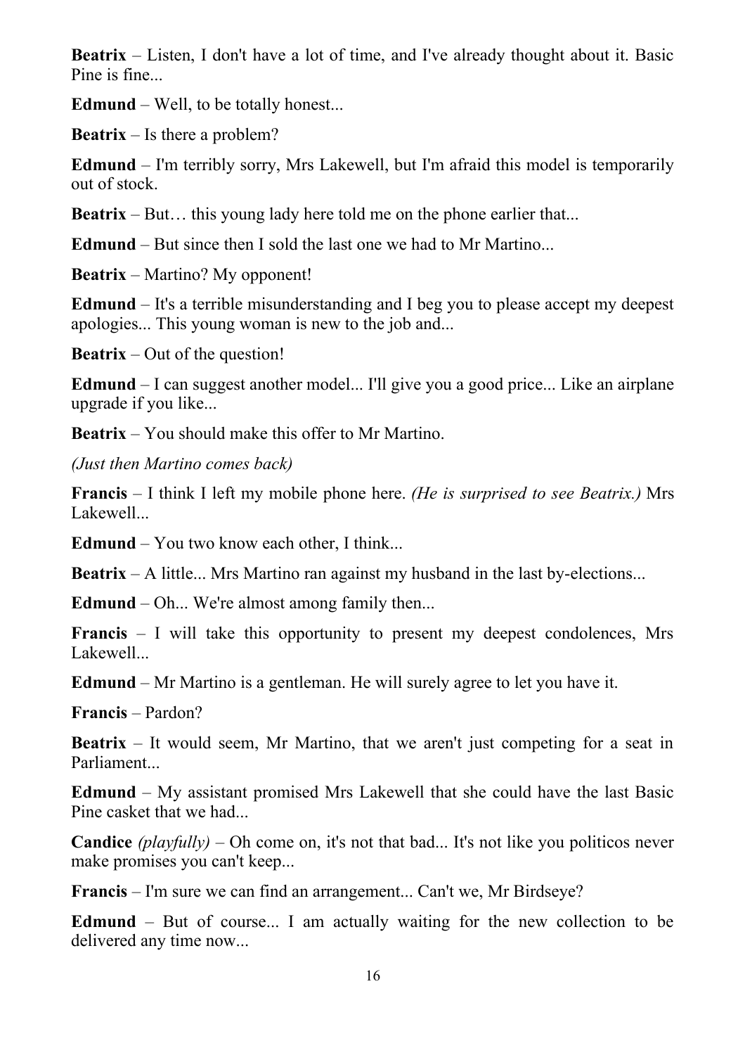**Beatrix** – Listen, I don't have a lot of time, and I've already thought about it. Basic Pine is fine...

**Edmund** – Well, to be totally honest...

**Beatrix** – Is there a problem?

**Edmund** – I'm terribly sorry, Mrs Lakewell, but I'm afraid this model is temporarily out of stock.

**Beatrix** – But… this young lady here told me on the phone earlier that...

**Edmund** – But since then I sold the last one we had to Mr Martino...

**Beatrix** – Martino? My opponent!

**Edmund** – It's a terrible misunderstanding and I beg you to please accept my deepest apologies... This young woman is new to the job and...

**Beatrix** – Out of the question!

**Edmund** – I can suggest another model... I'll give you a good price... Like an airplane upgrade if you like...

**Beatrix** – You should make this offer to Mr Martino.

*(Just then Martino comes back)*

**Francis** – I think I left my mobile phone here. *(He is surprised to see Beatrix.)* Mrs Lakewell...

**Edmund** – You two know each other, I think...

**Beatrix** – A little... Mrs Martino ran against my husband in the last by-elections...

**Edmund** – Oh... We're almost among family then...

**Francis** – I will take this opportunity to present my deepest condolences, Mrs Lakewell...

**Edmund** – Mr Martino is a gentleman. He will surely agree to let you have it.

**Francis** – Pardon?

**Beatrix** – It would seem, Mr Martino, that we aren't just competing for a seat in Parliament...

**Edmund** – My assistant promised Mrs Lakewell that she could have the last Basic Pine casket that we had...

**Candice** *(playfully)* – Oh come on, it's not that bad... It's not like you politicos never make promises you can't keep...

**Francis** – I'm sure we can find an arrangement... Can't we, Mr Birdseye?

**Edmund** – But of course... I am actually waiting for the new collection to be delivered any time now...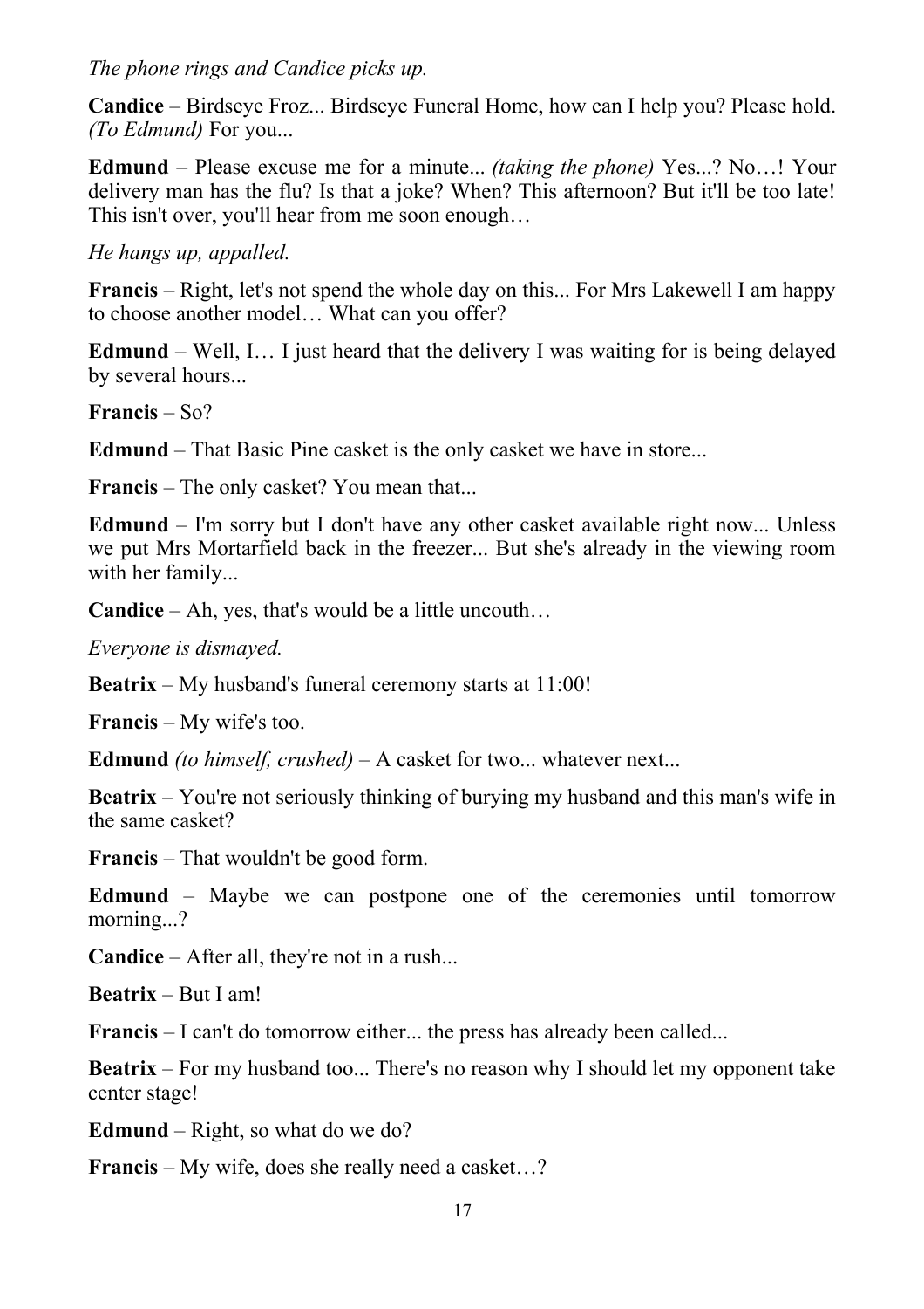*The phone rings and Candice picks up.*

**Candice** – Birdseye Froz... Birdseye Funeral Home, how can I help you? Please hold. *(To Edmund)* For you...

**Edmund** – Please excuse me for a minute... *(taking the phone)* Yes...? No…! Your delivery man has the flu? Is that a joke? When? This afternoon? But it'll be too late! This isn't over, you'll hear from me soon enough…

*He hangs up, appalled.*

**Francis** – Right, let's not spend the whole day on this... For Mrs Lakewell I am happy to choose another model… What can you offer?

**Edmund** – Well, I… I just heard that the delivery I was waiting for is being delayed by several hours...

**Francis** – So?

**Edmund** – That Basic Pine casket is the only casket we have in store...

**Francis** – The only casket? You mean that...

**Edmund** – I'm sorry but I don't have any other casket available right now... Unless we put Mrs Mortarfield back in the freezer... But she's already in the viewing room with her family...

**Candice** – Ah, yes, that's would be a little uncouth…

*Everyone is dismayed.*

**Beatrix** – My husband's funeral ceremony starts at 11:00!

**Francis** – My wife's too.

**Edmund** *(to himself, crushed)* – A casket for two... whatever next...

**Beatrix** – You're not seriously thinking of burying my husband and this man's wife in the same casket?

**Francis** – That wouldn't be good form.

**Edmund** – Maybe we can postpone one of the ceremonies until tomorrow morning...?

**Candice** – After all, they're not in a rush...

**Beatrix** – But I am!

**Francis** – I can't do tomorrow either... the press has already been called...

**Beatrix** – For my husband too... There's no reason why I should let my opponent take center stage!

**Edmund** – Right, so what do we do?

**Francis** – My wife, does she really need a casket…?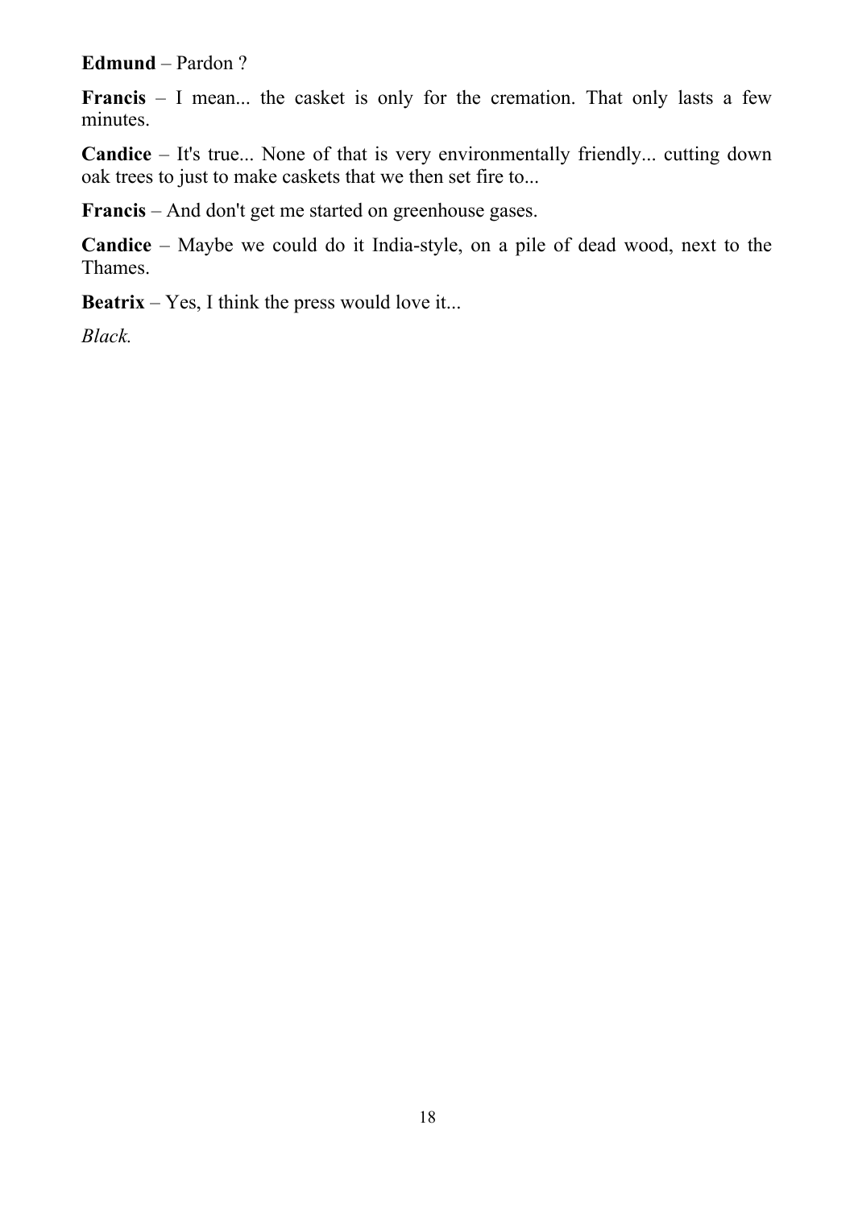**Edmund** – Pardon ?

**Francis** – I mean... the casket is only for the cremation. That only lasts a few minutes.

**Candice** – It's true... None of that is very environmentally friendly... cutting down oak trees to just to make caskets that we then set fire to...

**Francis** – And don't get me started on greenhouse gases.

**Candice** – Maybe we could do it India-style, on a pile of dead wood, next to the Thames.

**Beatrix** – Yes, I think the press would love it...

*Black.*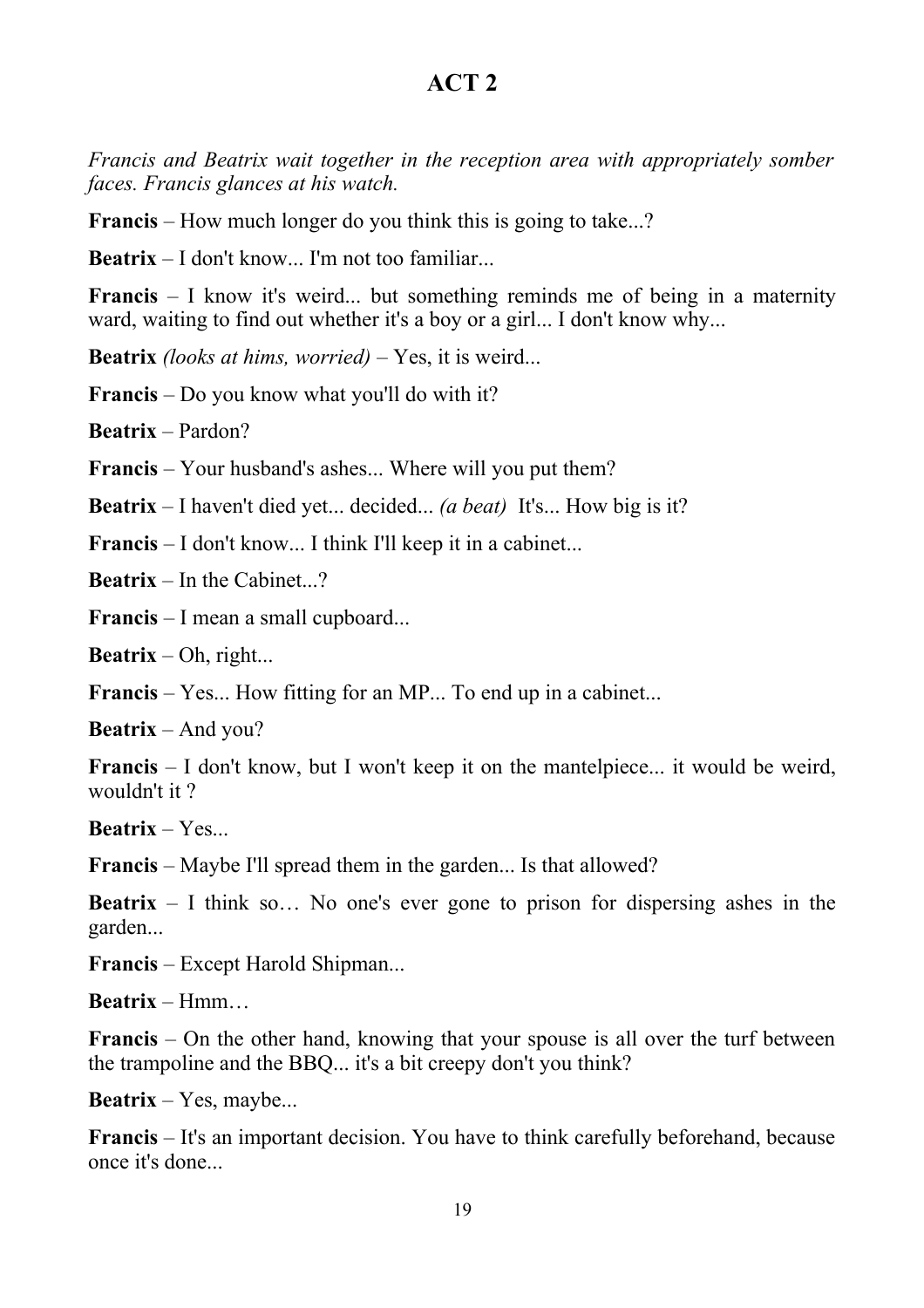## ACT 2

*Francis and Beatrix wait together in the reception area with appropriately somber faces. Francis glances at his watch.*

**Francis** – How much longer do you think this is going to take...?

**Beatrix** – I don't know... I'm not too familiar...

**Francis** – I know it's weird... but something reminds me of being in a maternity ward, waiting to find out whether it's a boy or a girl... I don't know why...

**Beatrix** *(looks at hims, worried)* – Yes, it is weird...

**Francis** – Do you know what you'll do with it?

**Beatrix** – Pardon?

**Francis** – Your husband's ashes... Where will you put them?

**Beatrix** – I haven't died yet... decided... *(a beat)* It's... How big is it?

**Francis** – I don't know... I think I'll keep it in a cabinet...

**Beatrix** – In the Cabinet...?

**Francis** – I mean a small cupboard...

**Beatrix** – Oh, right...

**Francis** – Yes... How fitting for an MP... To end up in a cabinet...

**Beatrix** – And you?

**Francis** – I don't know, but I won't keep it on the mantelpiece... it would be weird, wouldn't it ?

**Beatrix** – Yes...

**Francis** – Maybe I'll spread them in the garden... Is that allowed?

**Beatrix** – I think so… No one's ever gone to prison for dispersing ashes in the garden...

**Francis** – Except Harold Shipman...

**Beatrix** – Hmm…

**Francis** – On the other hand, knowing that your spouse is all over the turf between the trampoline and the BBQ... it's a bit creepy don't you think?

**Beatrix** – Yes, maybe...

**Francis** – It's an important decision. You have to think carefully beforehand, because once it's done...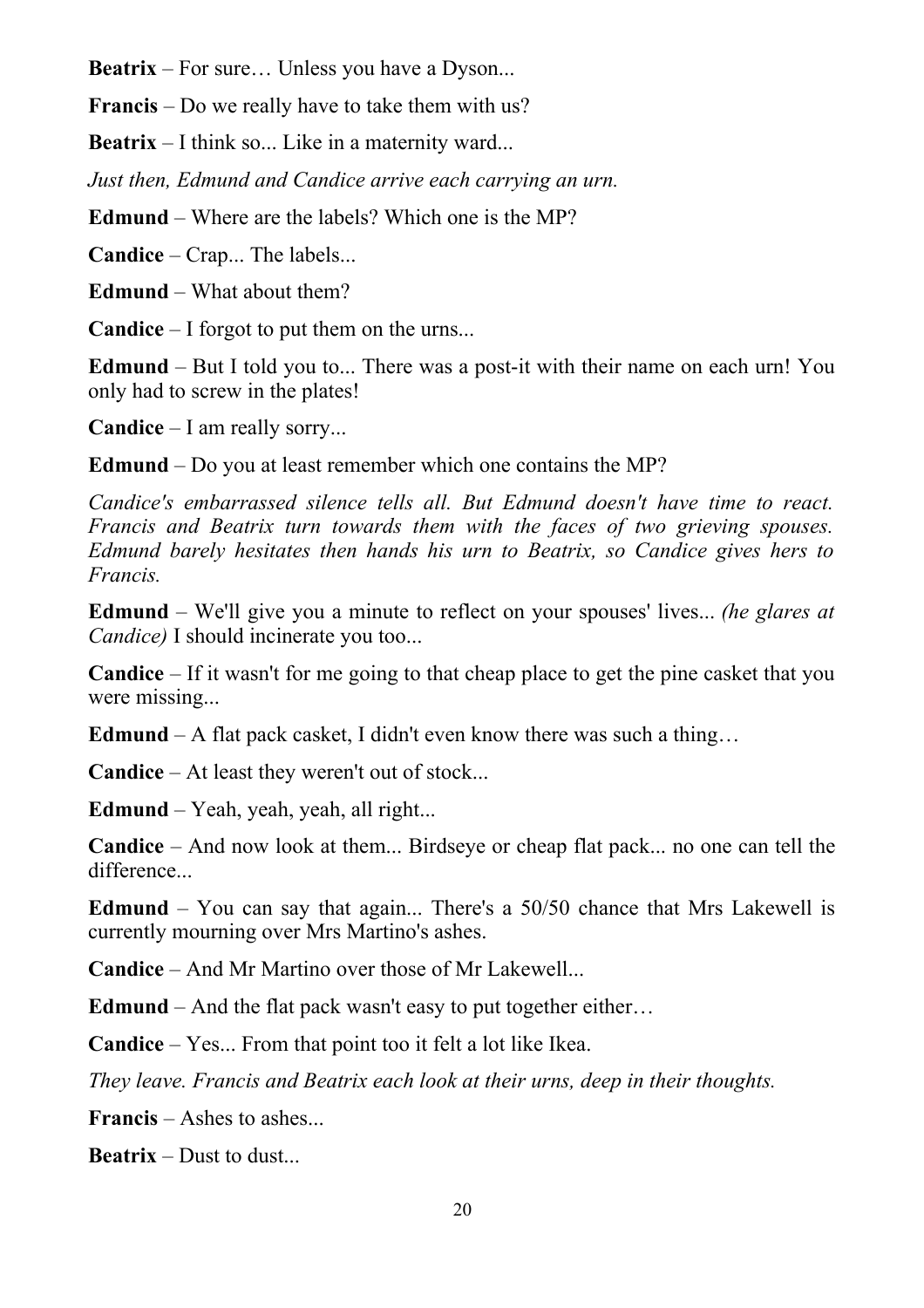**Beatrix** – For sure… Unless you have a Dyson...

**Francis** – Do we really have to take them with us?

**Beatrix** – I think so... Like in a maternity ward...

*Just then, Edmund and Candice arrive each carrying an urn.*

**Edmund** – Where are the labels? Which one is the MP?

**Candice** – Crap... The labels...

**Edmund** – What about them?

**Candice** – I forgot to put them on the urns...

**Edmund** – But I told you to... There was a post-it with their name on each urn! You only had to screw in the plates!

**Candice** – I am really sorry...

**Edmund** – Do you at least remember which one contains the MP?

*Candice's embarrassed silence tells all. But Edmund doesn't have time to react. Francis and Beatrix turn towards them with the faces of two grieving spouses. Edmund barely hesitates then hands his urn to Beatrix, so Candice gives hers to Francis.*

**Edmund** – We'll give you a minute to reflect on your spouses' lives... *(he glares at Candice)* I should incinerate you too...

**Candice** – If it wasn't for me going to that cheap place to get the pine casket that you were missing...

**Edmund** – A flat pack casket, I didn't even know there was such a thing…

**Candice** – At least they weren't out of stock...

**Edmund** – Yeah, yeah, yeah, all right...

**Candice** – And now look at them... Birdseye or cheap flat pack... no one can tell the difference...

**Edmund** – You can say that again... There's a 50/50 chance that Mrs Lakewell is currently mourning over Mrs Martino's ashes.

**Candice** – And Mr Martino over those of Mr Lakewell...

**Edmund** – And the flat pack wasn't easy to put together either…

**Candice** – Yes... From that point too it felt a lot like Ikea.

*They leave. Francis and Beatrix each look at their urns, deep in their thoughts.*

**Francis** – Ashes to ashes...

**Beatrix** – Dust to dust...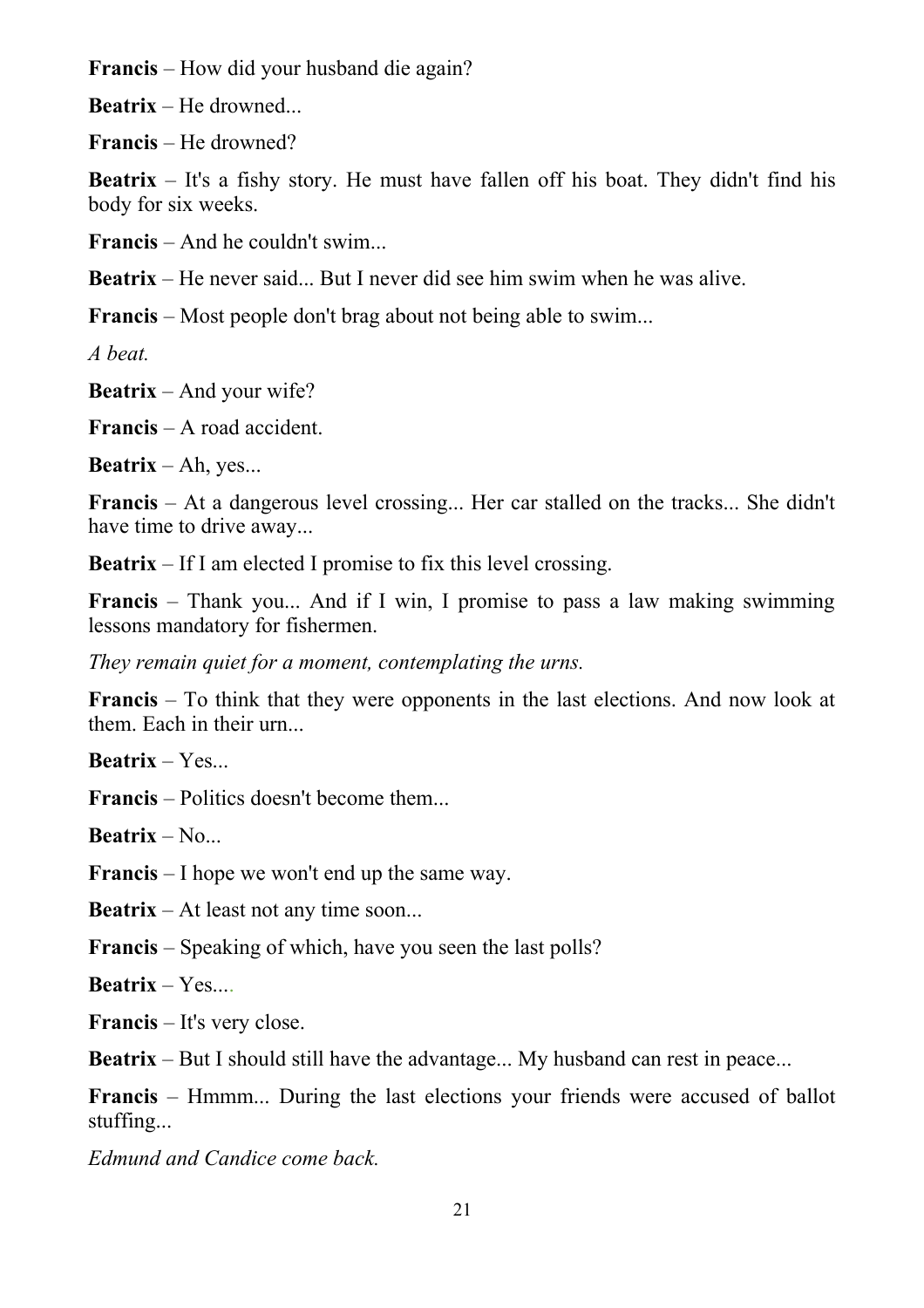**Francis** – How did your husband die again?

**Beatrix** – He drowned...

**Francis** – He drowned?

**Beatrix** – It's a fishy story. He must have fallen off his boat. They didn't find his body for six weeks.

**Francis** – And he couldn't swim...

**Beatrix** – He never said... But I never did see him swim when he was alive.

**Francis** – Most people don't brag about not being able to swim...

*A beat.*

**Beatrix** – And your wife?

**Francis** – A road accident.

**Beatrix** – Ah, yes...

**Francis** – At a dangerous level crossing... Her car stalled on the tracks... She didn't have time to drive away...

**Beatrix** – If I am elected I promise to fix this level crossing.

**Francis** – Thank you... And if I win, I promise to pass a law making swimming lessons mandatory for fishermen.

*They remain quiet for a moment, contemplating the urns.*

**Francis** – To think that they were opponents in the last elections. And now look at them. Each in their urn...

**Beatrix** – Yes...

**Francis** – Politics doesn't become them...

**Beatrix** – No...

**Francis** – I hope we won't end up the same way.

**Beatrix** – At least not any time soon...

**Francis** – Speaking of which, have you seen the last polls?

**Beatrix** – Yes....

**Francis** – It's very close.

**Beatrix** – But I should still have the advantage... My husband can rest in peace...

**Francis** – Hmmm... During the last elections your friends were accused of ballot stuffing...

*Edmund and Candice come back.*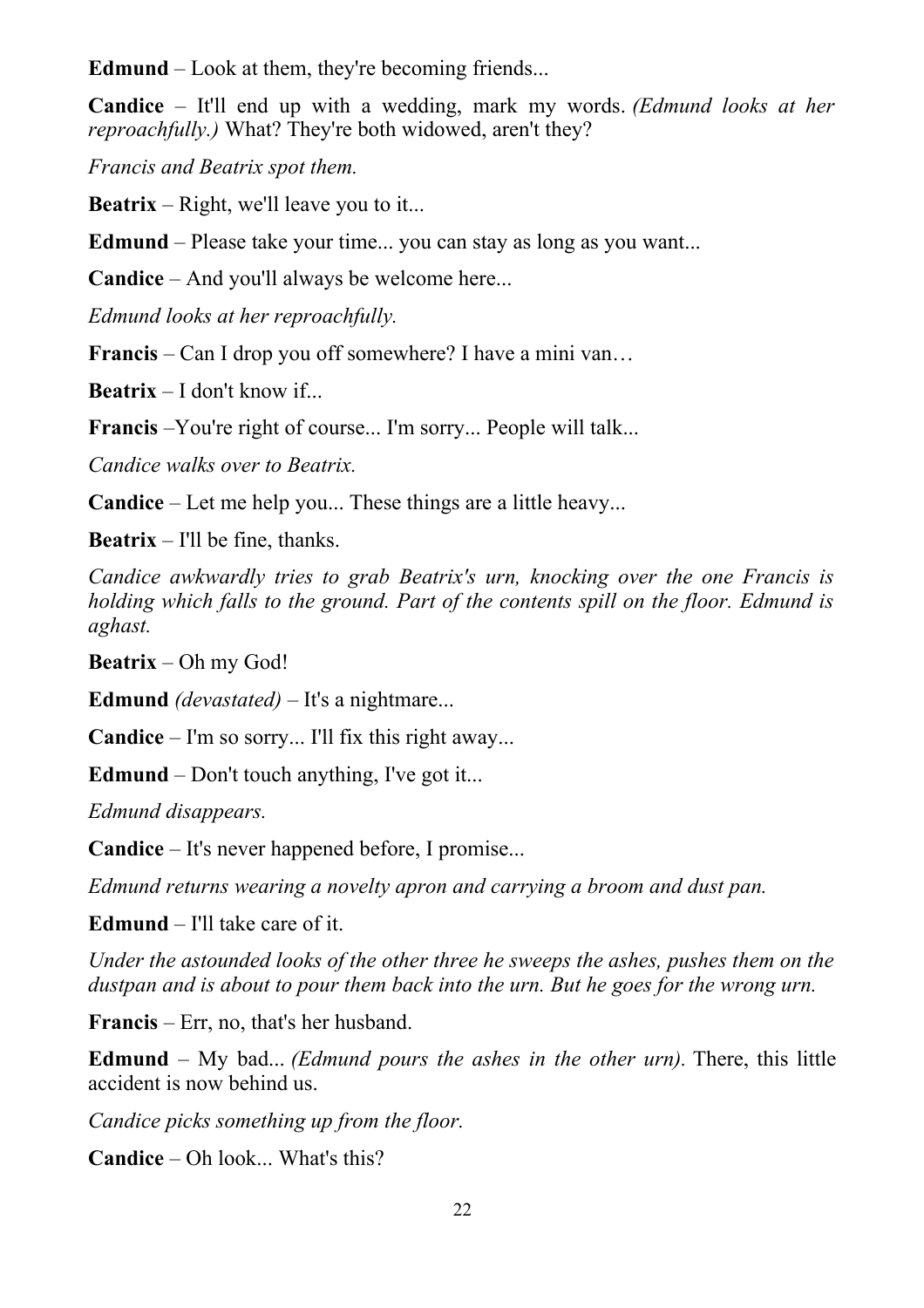**Edmund** – Look at them, they're becoming friends...

**Candice** – It'll end up with a wedding, mark my words. *(Edmund looks at her reproachfully.)* What? They're both widowed, aren't they?

*Francis and Beatrix spot them.*

**Beatrix** – Right, we'll leave you to it...

**Edmund** – Please take your time... you can stay as long as you want...

**Candice** – And you'll always be welcome here...

*Edmund looks at her reproachfully.*

**Francis** – Can I drop you off somewhere? I have a mini van…

**Beatrix** – I don't know if...

**Francis** –You're right of course... I'm sorry... People will talk...

*Candice walks over to Beatrix.*

**Candice** – Let me help you... These things are a little heavy...

**Beatrix** – I'll be fine, thanks.

*Candice awkwardly tries to grab Beatrix's urn, knocking over the one Francis is holding which falls to the ground. Part of the contents spill on the floor. Edmund is aghast.*

**Beatrix** – Oh my God!

**Edmund** *(devastated)* – It's a nightmare...

**Candice** – I'm so sorry... I'll fix this right away...

**Edmund** – Don't touch anything, I've got it...

*Edmund disappears.*

**Candice** – It's never happened before, I promise...

*Edmund returns wearing a novelty apron and carrying a broom and dust pan.*

**Edmund** – I'll take care of it.

*Under the astounded looks of the other three he sweeps the ashes, pushes them on the dustpan and is about to pour them back into the urn. But he goes for the wrong urn.*

**Francis** – Err, no, that's her husband.

**Edmund** – My bad... *(Edmund pours the ashes in the other urn).* There, this little accident is now behind us.

*Candice picks something up from the floor.*

**Candice** – Oh look... What's this?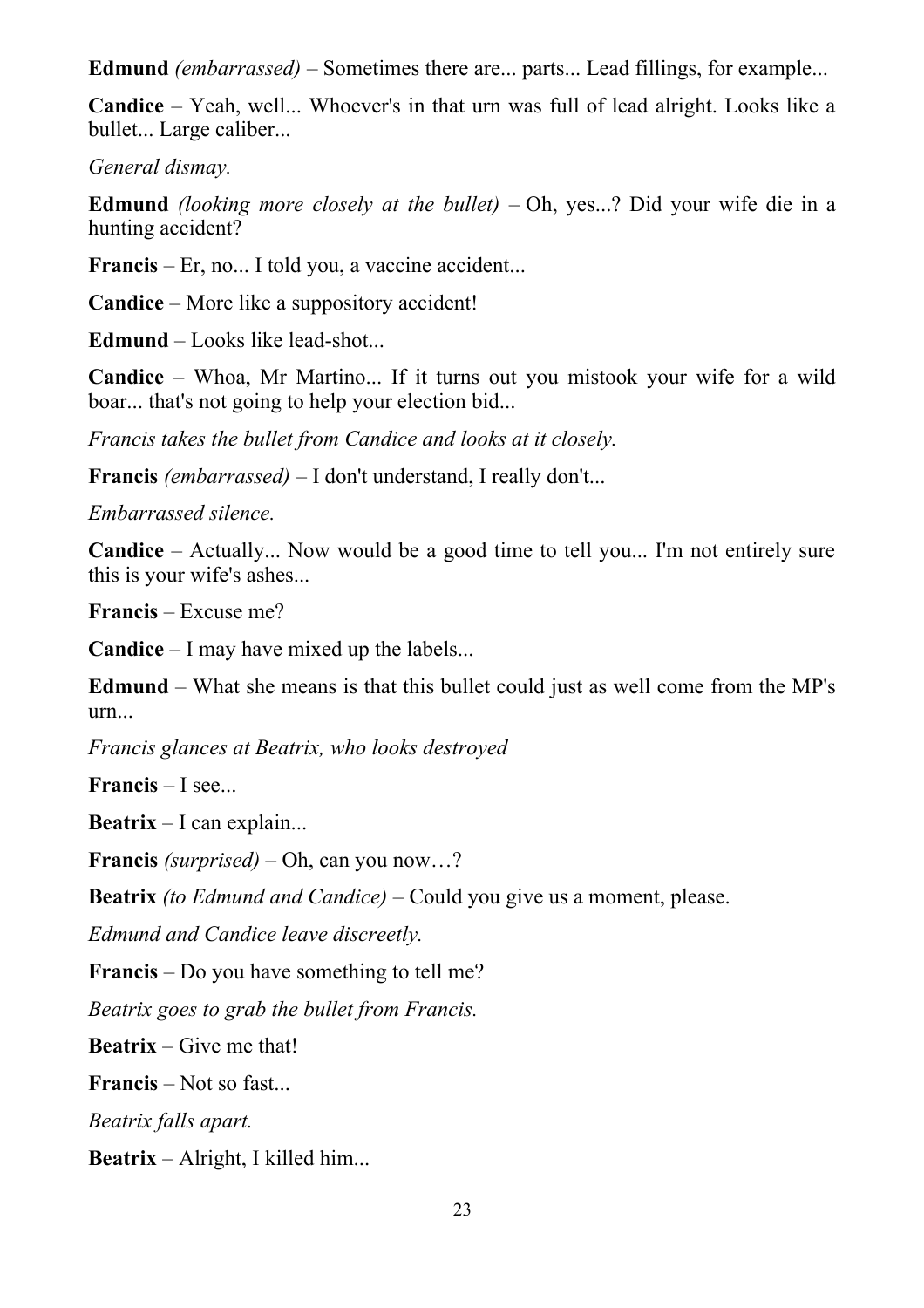**Edmund** *(embarrassed)* – Sometimes there are... parts... Lead fillings, for example...

**Candice** – Yeah, well... Whoever's in that urn was full of lead alright. Looks like a bullet... Large caliber...

*General dismay.*

**Edmund** *(looking more closely at the bullet)* – Oh, yes...? Did your wife die in a hunting accident?

**Francis** – Er, no... I told you, a vaccine accident...

**Candice** – More like a suppository accident!

**Edmund** – Looks like lead-shot...

**Candice** – Whoa, Mr Martino... If it turns out you mistook your wife for a wild boar... that's not going to help your election bid...

*Francis takes the bullet from Candice and looks at it closely.*

**Francis** *(embarrassed)* – I don't understand, I really don't...

*Embarrassed silence.*

**Candice** – Actually... Now would be a good time to tell you... I'm not entirely sure this is your wife's ashes...

**Francis** – Excuse me?

**Candice** – I may have mixed up the labels...

**Edmund** – What she means is that this bullet could just as well come from the MP's urn...

*Francis glances at Beatrix, who looks destroyed*

**Francis** – I see...

**Beatrix** – I can explain...

**Francis** *(surprised)* – Oh, can you now…?

**Beatrix** *(to Edmund and Candice)* – Could you give us a moment, please.

*Edmund and Candice leave discreetly.*

**Francis** – Do you have something to tell me?

*Beatrix goes to grab the bullet from Francis.*

**Beatrix** – Give me that!

**Francis** – Not so fast...

*Beatrix falls apart.*

**Beatrix** – Alright, I killed him...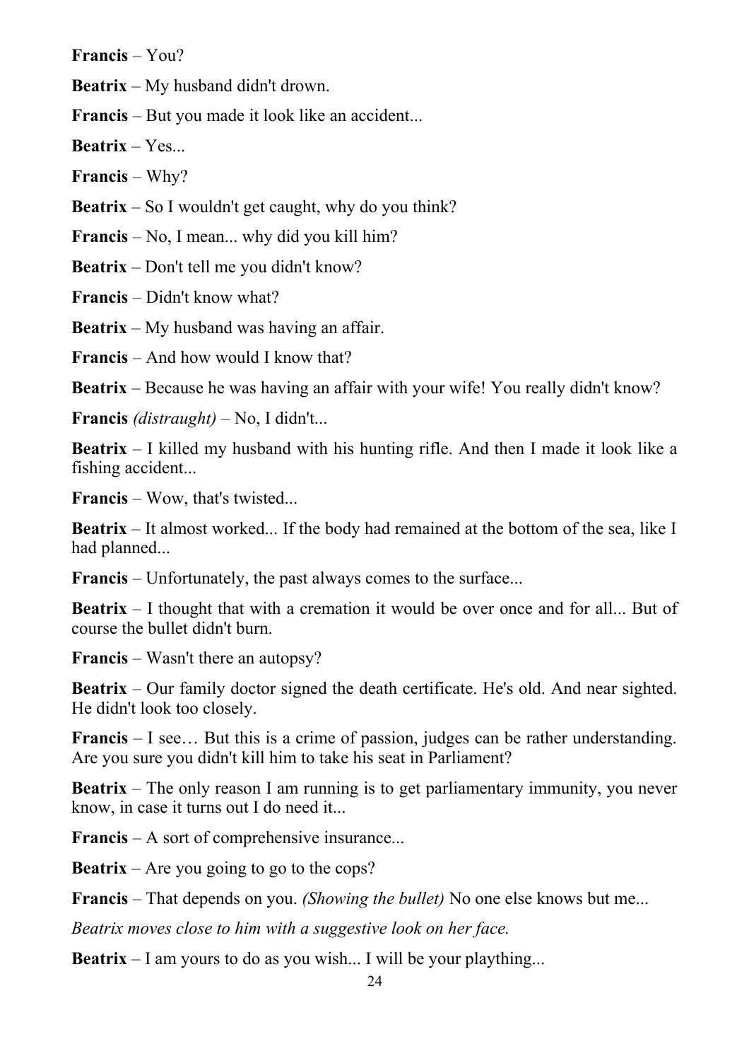**Francis** – You?

**Beatrix** – My husband didn't drown.

**Francis** – But you made it look like an accident...

**Beatrix** – Yes...

**Francis** – Why?

**Beatrix** – So I wouldn't get caught, why do you think?

**Francis** – No, I mean... why did you kill him?

**Beatrix** – Don't tell me you didn't know?

**Francis** – Didn't know what?

**Beatrix** – My husband was having an affair.

**Francis** – And how would I know that?

**Beatrix** – Because he was having an affair with your wife! You really didn't know?

**Francis** *(distraught)* – No, I didn't...

**Beatrix** – I killed my husband with his hunting rifle. And then I made it look like a fishing accident...

**Francis** – Wow, that's twisted...

**Beatrix** – It almost worked... If the body had remained at the bottom of the sea, like I had planned...

**Francis** – Unfortunately, the past always comes to the surface...

**Beatrix** – I thought that with a cremation it would be over once and for all... But of course the bullet didn't burn.

**Francis** – Wasn't there an autopsy?

**Beatrix** – Our family doctor signed the death certificate. He's old. And near sighted. He didn't look too closely.

**Francis** – I see… But this is a crime of passion, judges can be rather understanding. Are you sure you didn't kill him to take his seat in Parliament?

**Beatrix** – The only reason I am running is to get parliamentary immunity, you never know, in case it turns out I do need it...

**Francis** – A sort of comprehensive insurance...

**Beatrix** – Are you going to go to the cops?

**Francis** – That depends on you. *(Showing the bullet)* No one else knows but me...

*Beatrix moves close to him with a suggestive look on her face.*

**Beatrix** – I am yours to do as you wish... I will be your plaything...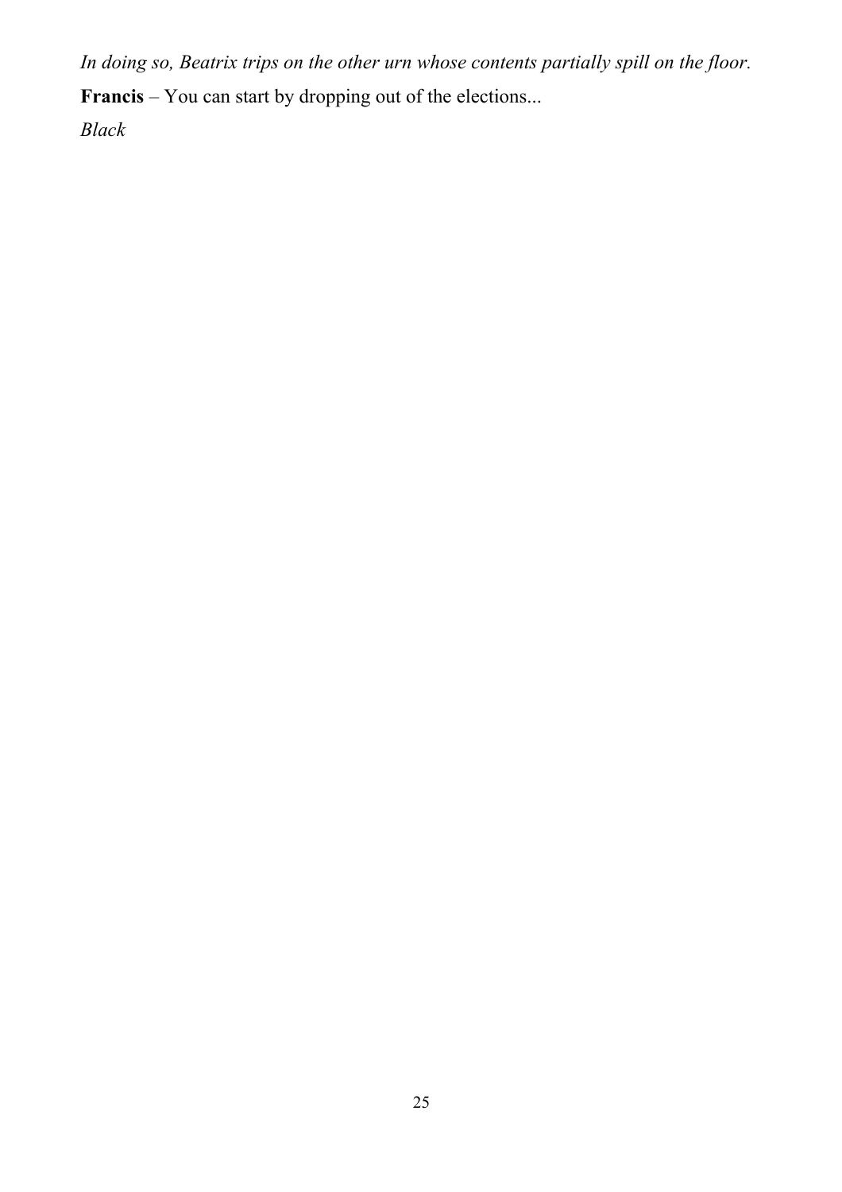*In doing so, Beatrix trips on the other urn whose contents partially spill on the floor.*

**Francis** – You can start by dropping out of the elections...

*Black*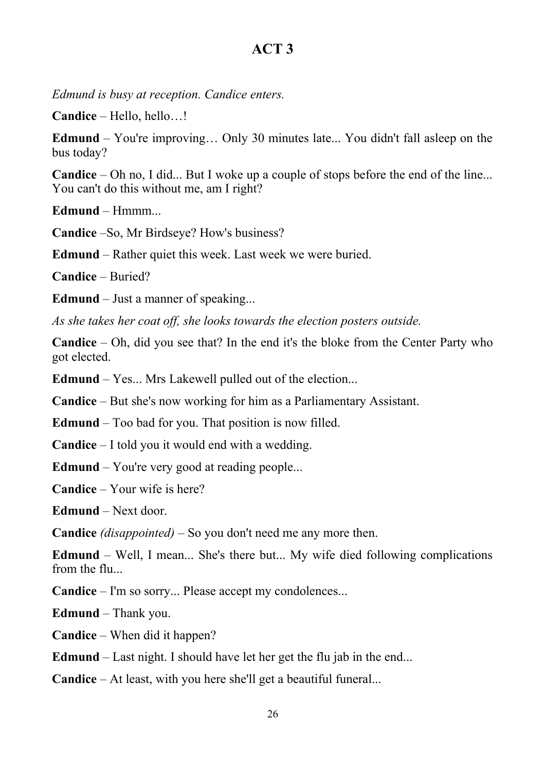# ACT 3

*Edmund is busy at reception. Candice enters.*

**Candice** – Hello, hello…!

**Edmund** – You're improving… Only 30 minutes late... You didn't fall asleep on the bus today?

**Candice** – Oh no, I did... But I woke up a couple of stops before the end of the line... You can't do this without me, am I right?

**Edmund** – Hmmm...

**Candice** –So, Mr Birdseye? How's business?

**Edmund** – Rather quiet this week. Last week we were buried.

**Candice** – Buried?

**Edmund** – Just a manner of speaking...

*As she takes her coat off, she looks towards the election posters outside.*

**Candice** – Oh, did you see that? In the end it's the bloke from the Center Party who got elected.

**Edmund** – Yes... Mrs Lakewell pulled out of the election...

**Candice** – But she's now working for him as a Parliamentary Assistant.

**Edmund** – Too bad for you. That position is now filled.

**Candice** – I told you it would end with a wedding.

**Edmund** – You're very good at reading people...

**Candice** – Your wife is here?

**Edmund** – Next door.

**Candice** *(disappointed)* – So you don't need me any more then.

**Edmund** – Well, I mean... She's there but... My wife died following complications from the flu...

**Candice** – I'm so sorry... Please accept my condolences...

**Edmund** – Thank you.

**Candice** – When did it happen?

**Edmund** – Last night. I should have let her get the flu jab in the end...

**Candice** – At least, with you here she'll get a beautiful funeral...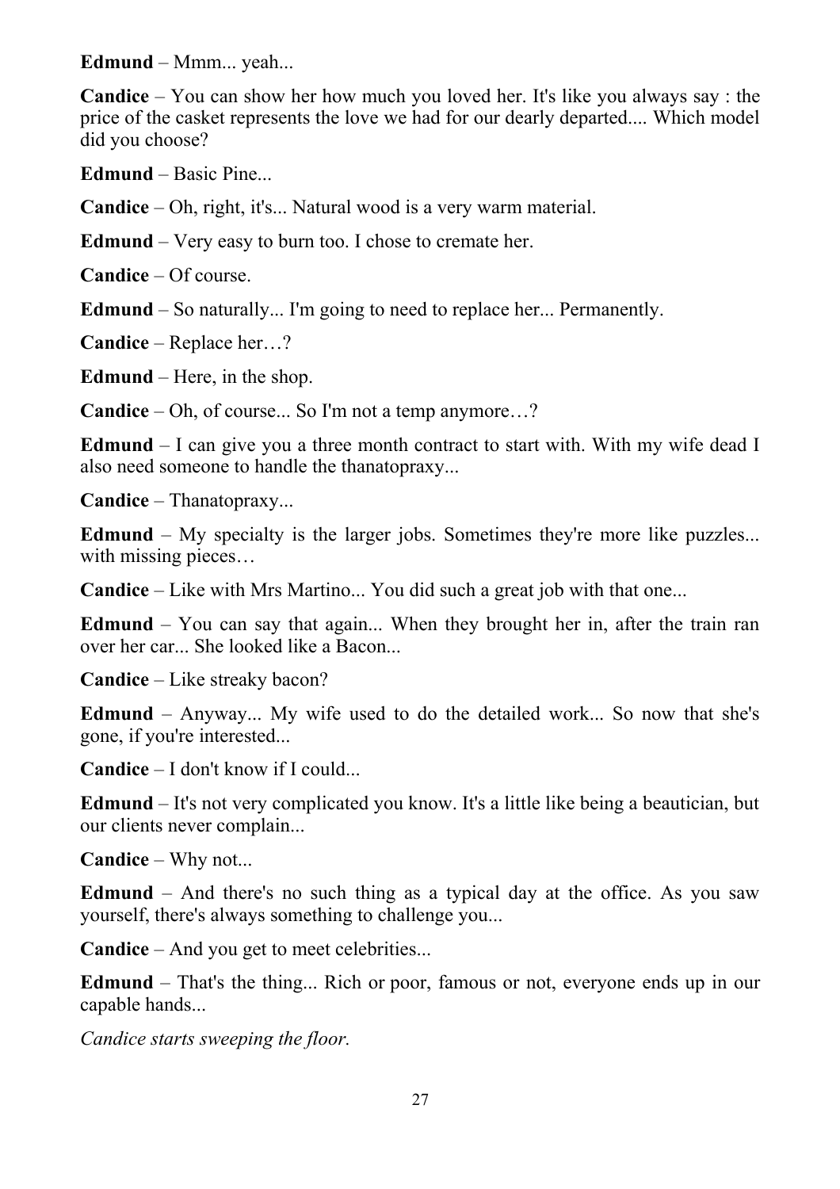**Edmund** – Mmm... yeah...

**Candice** – You can show her how much you loved her. It's like you always say : the price of the casket represents the love we had for our dearly departed.... Which model did you choose?

**Edmund** – Basic Pine...

**Candice** – Oh, right, it's... Natural wood is a very warm material.

**Edmund** – Very easy to burn too. I chose to cremate her.

**Candice** – Of course.

**Edmund** – So naturally... I'm going to need to replace her... Permanently.

**Candice** – Replace her…?

**Edmund** – Here, in the shop.

**Candice** – Oh, of course... So I'm not a temp anymore…?

**Edmund** – I can give you a three month contract to start with. With my wife dead I also need someone to handle the thanatopraxy...

**Candice** – Thanatopraxy...

**Edmund** – My specialty is the larger jobs. Sometimes they're more like puzzles... with missing pieces…

**Candice** – Like with Mrs Martino... You did such a great job with that one...

**Edmund** – You can say that again... When they brought her in, after the train ran over her car... She looked like a Bacon...

**Candice** – Like streaky bacon?

**Edmund** – Anyway... My wife used to do the detailed work... So now that she's gone, if you're interested...

**Candice** – I don't know if I could...

**Edmund** – It's not very complicated you know. It's a little like being a beautician, but our clients never complain...

**Candice** – Why not...

**Edmund** – And there's no such thing as a typical day at the office. As you saw yourself, there's always something to challenge you...

**Candice** – And you get to meet celebrities...

**Edmund** – That's the thing... Rich or poor, famous or not, everyone ends up in our capable hands...

*Candice starts sweeping the floor.*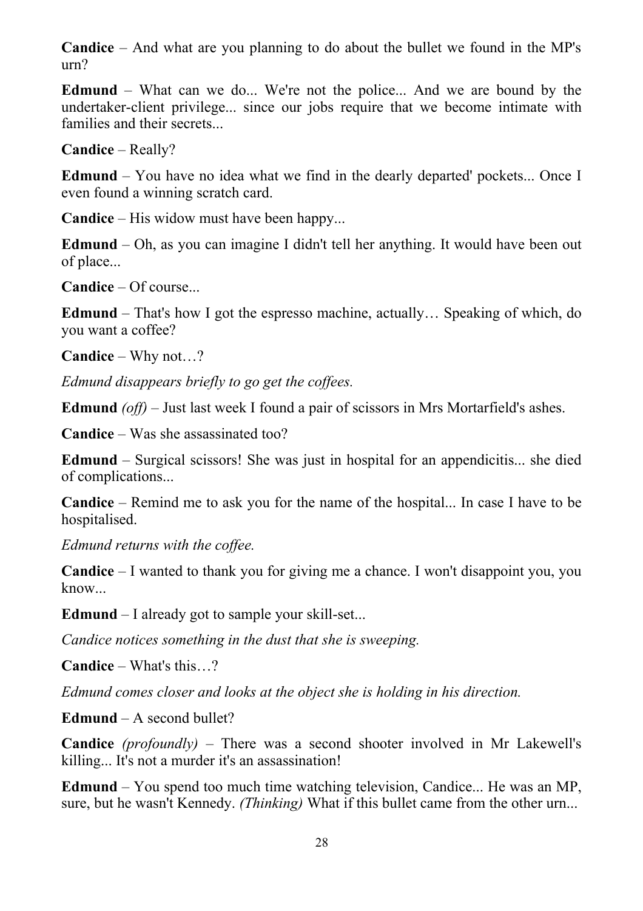**Candice** – And what are you planning to do about the bullet we found in the MP's urn?

**Edmund** – What can we do... We're not the police... And we are bound by the undertaker-client privilege... since our jobs require that we become intimate with families and their secrets...

**Candice** – Really?

**Edmund** – You have no idea what we find in the dearly departed' pockets... Once I even found a winning scratch card.

**Candice** – His widow must have been happy...

**Edmund** – Oh, as you can imagine I didn't tell her anything. It would have been out of place...

**Candice** – Of course...

**Edmund** – That's how I got the espresso machine, actually… Speaking of which, do you want a coffee?

**Candice** – Why not…?

*Edmund disappears briefly to go get the coffees.*

**Edmund** *(off)* – Just last week I found a pair of scissors in Mrs Mortarfield's ashes.

**Candice** – Was she assassinated too?

**Edmund** – Surgical scissors! She was just in hospital for an appendicitis... she died of complications...

**Candice** – Remind me to ask you for the name of the hospital... In case I have to be hospitalised.

*Edmund returns with the coffee.*

**Candice** – I wanted to thank you for giving me a chance. I won't disappoint you, you know...

**Edmund** – I already got to sample your skill-set...

*Candice notices something in the dust that she is sweeping.*

**Candice** – What's this…?

*Edmund comes closer and looks at the object she is holding in his direction.*

**Edmund** – A second bullet?

**Candice** *(profoundly)* – There was a second shooter involved in Mr Lakewell's killing... It's not a murder it's an assassination!

**Edmund** – You spend too much time watching television, Candice... He was an MP, sure, but he wasn't Kennedy. *(Thinking)* What if this bullet came from the other urn...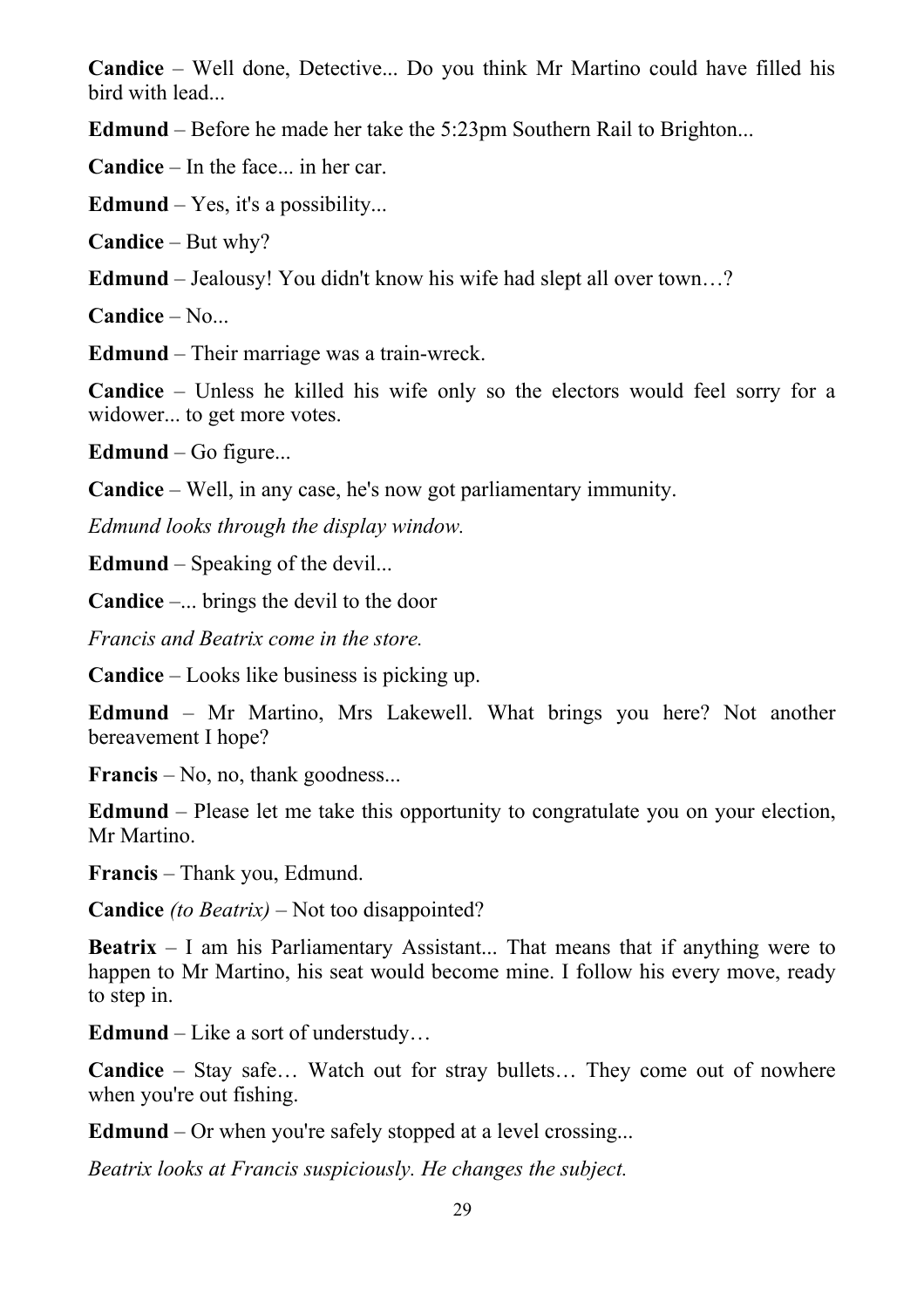**Candice** – Well done, Detective... Do you think Mr Martino could have filled his bird with lead...

**Edmund** – Before he made her take the 5:23pm Southern Rail to Brighton...

**Candice** – In the face... in her car.

**Edmund** – Yes, it's a possibility...

**Candice** – But why?

**Edmund** – Jealousy! You didn't know his wife had slept all over town…?

**Candice** – No...

**Edmund** – Their marriage was a train-wreck.

**Candice** – Unless he killed his wife only so the electors would feel sorry for a widower... to get more votes.

**Edmund** – Go figure...

**Candice** – Well, in any case, he's now got parliamentary immunity.

*Edmund looks through the display window.*

**Edmund** – Speaking of the devil...

**Candice** –... brings the devil to the door

*Francis and Beatrix come in the store.*

**Candice** – Looks like business is picking up.

**Edmund** – Mr Martino, Mrs Lakewell. What brings you here? Not another bereavement I hope?

**Francis** – No, no, thank goodness...

**Edmund** – Please let me take this opportunity to congratulate you on your election, Mr Martino.

**Francis** – Thank you, Edmund.

**Candice** *(to Beatrix)* – Not too disappointed?

**Beatrix** – I am his Parliamentary Assistant... That means that if anything were to happen to Mr Martino, his seat would become mine. I follow his every move, ready to step in.

**Edmund** – Like a sort of understudy…

**Candice** – Stay safe… Watch out for stray bullets… They come out of nowhere when you're out fishing.

**Edmund** – Or when you're safely stopped at a level crossing...

*Beatrix looks at Francis suspiciously. He changes the subject.*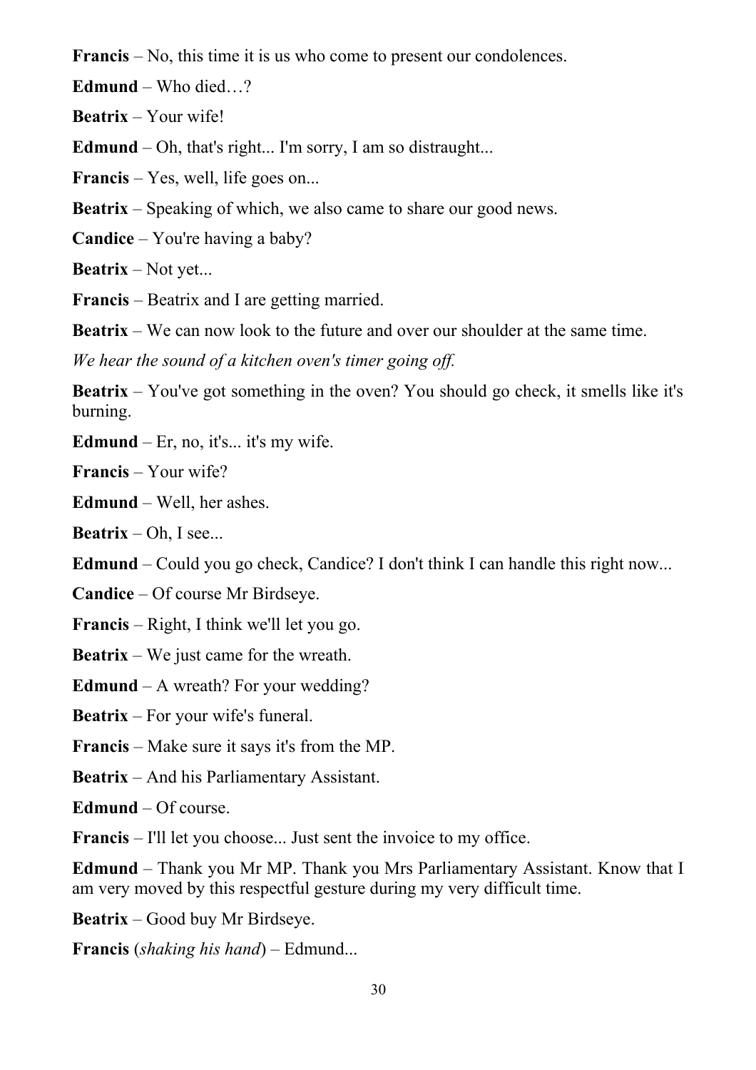**Francis** – No, this time it is us who come to present our condolences.

**Edmund** – Who died…?

**Beatrix** – Your wife!

**Edmund** – Oh, that's right... I'm sorry, I am so distraught...

**Francis** – Yes, well, life goes on...

**Beatrix** – Speaking of which, we also came to share our good news.

**Candice** – You're having a baby?

**Beatrix** – Not yet...

**Francis** – Beatrix and I are getting married.

**Beatrix** – We can now look to the future and over our shoulder at the same time.

*We hear the sound of a kitchen oven's timer going off.*

**Beatrix** – You've got something in the oven? You should go check, it smells like it's burning.

**Edmund** – Er, no, it's... it's my wife.

**Francis** – Your wife?

**Edmund** – Well, her ashes.

**Beatrix** – Oh, I see...

**Edmund** – Could you go check, Candice? I don't think I can handle this right now...

**Candice** – Of course Mr Birdseye.

**Francis** – Right, I think we'll let you go.

**Beatrix** – We just came for the wreath.

**Edmund** – A wreath? For your wedding?

**Beatrix** – For your wife's funeral.

**Francis** – Make sure it says it's from the MP.

**Beatrix** – And his Parliamentary Assistant.

**Edmund** – Of course.

**Francis** – I'll let you choose... Just sent the invoice to my office.

**Edmund** – Thank you Mr MP. Thank you Mrs Parliamentary Assistant. Know that I am very moved by this respectful gesture during my very difficult time.

**Beatrix** – Good buy Mr Birdseye.

**Francis** (*shaking his hand*) – Edmund...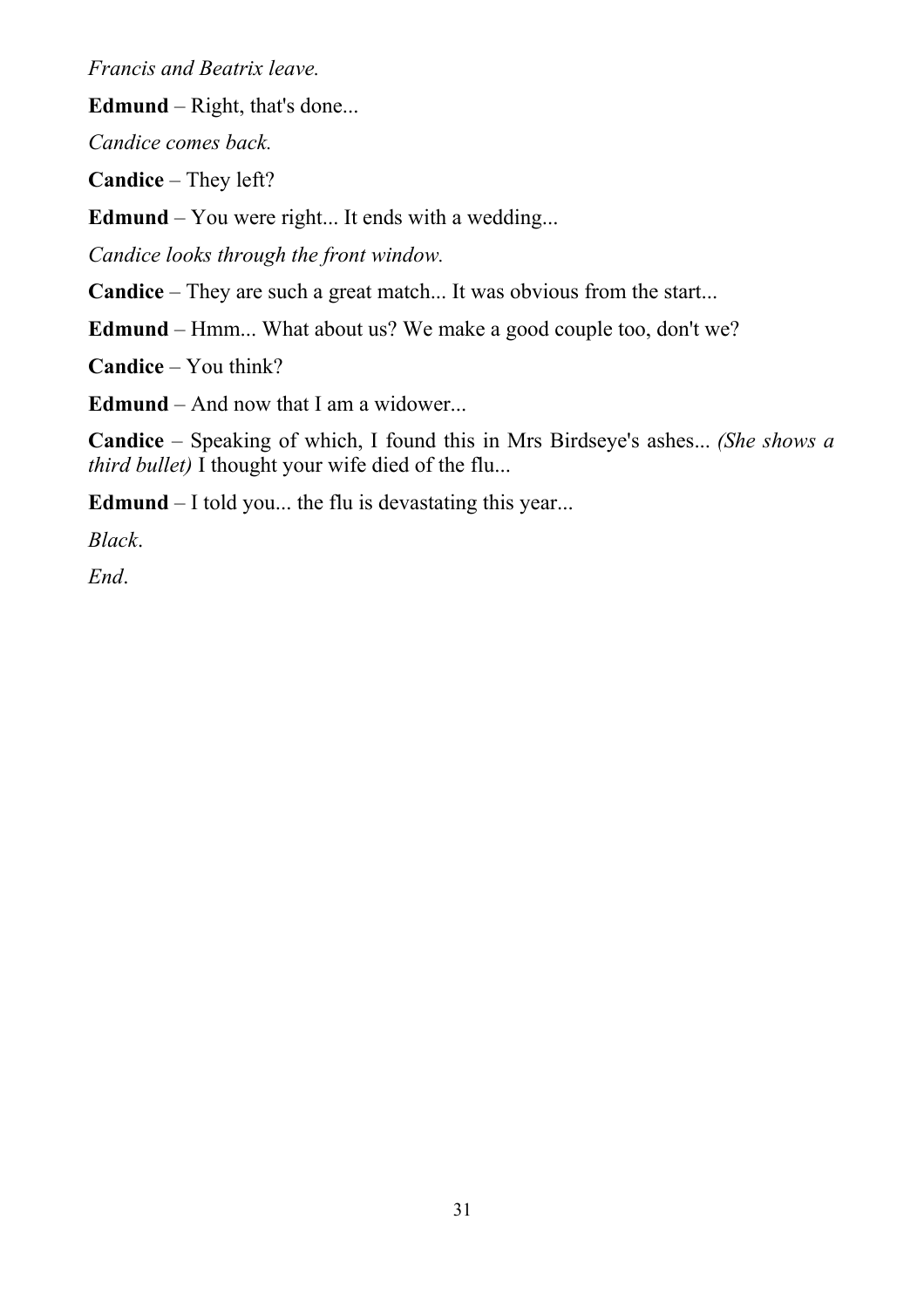*Francis and Beatrix leave.*

**Edmund** – Right, that's done...

*Candice comes back.*

**Candice** – They left?

**Edmund** – You were right... It ends with a wedding...

*Candice looks through the front window.*

**Candice** – They are such a great match... It was obvious from the start...

**Edmund** – Hmm... What about us? We make a good couple too, don't we?

**Candice** – You think?

**Edmund** – And now that I am a widower...

**Candice** – Speaking of which, I found this in Mrs Birdseye's ashes... *(She shows a third bullet)* I thought your wife died of the flu...

**Edmund** – I told you... the flu is devastating this year...

*Black*.

*End*.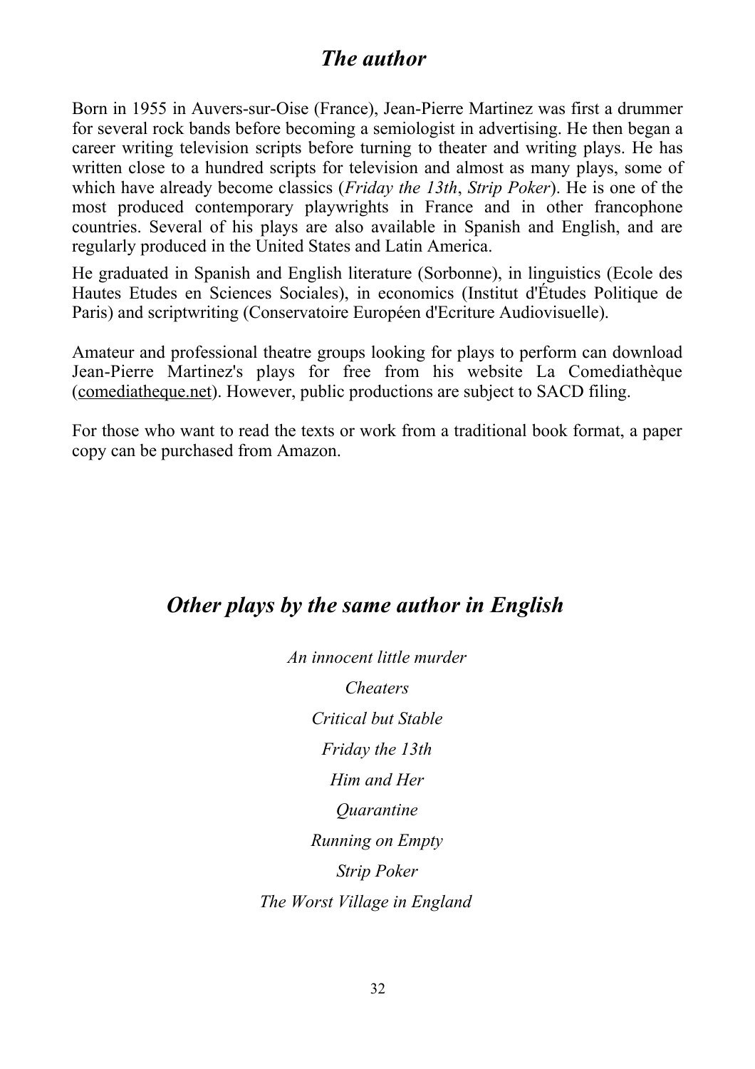## *The author*

Born in 1955 in Auvers-sur-Oise (France), Jean-Pierre Martinez was first a drummer for several rock bands before becoming a semiologist in advertising. He then began a career writing television scripts before turning to theater and writing plays. He has written close to a hundred scripts for television and almost as many plays, some of which have already become classics (*Friday the 13th*, *Strip Poker*). He is one of the most produced contemporary playwrights in France and in other francophone countries. Several of his plays are also available in Spanish and English, and are regularly produced in the United States and Latin America.

He graduated in Spanish and English literature (Sorbonne), in linguistics (Ecole des Hautes Etudes en Sciences Sociales), in economics (Institut d'Études Politique de Paris) and scriptwriting (Conservatoire Européen d'Ecriture Audiovisuelle).

Amateur and professional theatre groups looking for plays to perform can download Jean-Pierre Martinez's plays for free from his website La Comediathèque (comediatheque.net). However, public productions are subject to SACD filing.

For those who want to read the texts or work from a traditional book format, a paper copy can be purchased from Amazon.

## *Other plays by the same author in English*

*An innocent little murder*

*Cheaters*

*Critical but Stable*

*Friday the 13th*

*Him and Her*

*Quarantine*

*Running on Empty*

*Strip Poker*

*The Worst Village in England*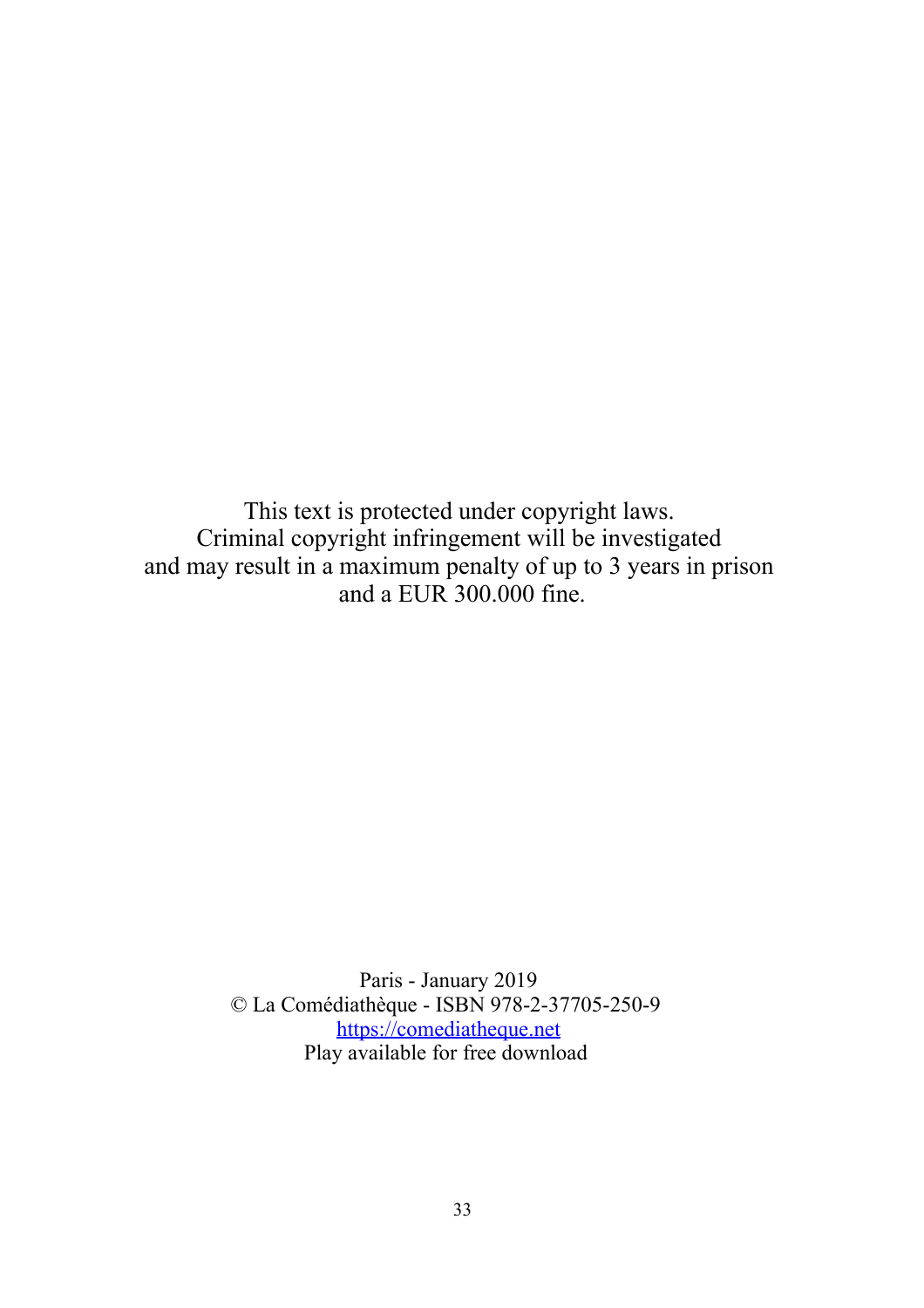This text is protected under copyright laws.
Criminal copyright infringement will be investigated
and may result in a maximum penalty of up to 3 years in prison
and a EUR 300.000 fine.

Paris - January 2019
© La Comédiathèque - ISBN 978-2-37705-250-9
https://comediatheque.net
Play available for free download